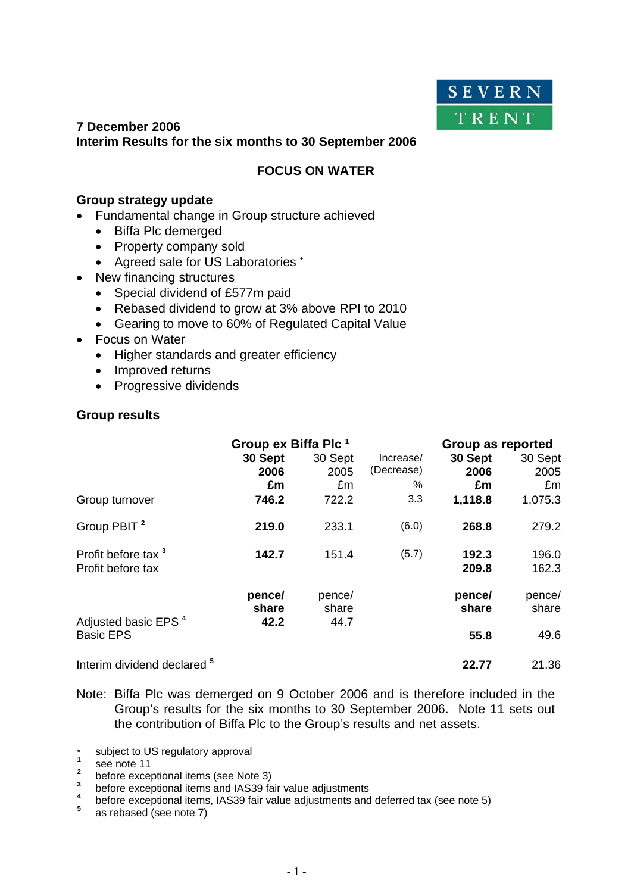SEVERN TRENT

**7 December 2006**
**Interim Results for the six months to 30 September 2006**

## FOCUS ON WATER

### Group strategy update

- Fundamental change in Group structure achieved
  - Biffa Plc demerged
  - Property company sold
  - Agreed sale for US Laboratories *
- New financing structures
  - Special dividend of £577m paid
  - Rebased dividend to grow at 3% above RPI to 2010
  - Gearing to move to 60% of Regulated Capital Value
- Focus on Water
  - Higher standards and greater efficiency
  - Improved returns
  - Progressive dividends

### Group results

| | **Group ex Biffa Plc [1]** | | | **Group as reported** | |
|---|---|---|---|---|---|
| | **30 Sept 2006 £m** | 30 Sept 2005 £m | Increase/ (Decrease) % | **30 Sept 2006 £m** | 30 Sept 2005 £m |
| Group turnover | **746.2** | 722.2 | 3.3 | **1,118.8** | 1,075.3 |
| Group PBIT [2] | **219.0** | 233.1 | (6.0) | **268.8** | 279.2 |
| Profit before tax [3] | **142.7** | 151.4 | (5.7) | **192.3** | 196.0 |
| Profit before tax | | | | **209.8** | 162.3 |
| | **pence/ share** | pence/ share | | **pence/ share** | pence/ share |
| Adjusted basic EPS [4] | **42.2** | 44.7 | | | |
| Basic EPS | | | | **55.8** | 49.6 |
| Interim dividend declared [5] | | | | **22.77** | 21.36 |

Note: Biffa Plc was demerged on 9 October 2006 and is therefore included in the Group's results for the six months to 30 September 2006. Note 11 sets out the contribution of Biffa Plc to the Group's results and net assets.

\* subject to US regulatory approval
[1] see note 11
[2] before exceptional items (see Note 3)
[3] before exceptional items and IAS39 fair value adjustments
[4] before exceptional items, IAS39 fair value adjustments and deferred tax (see note 5)
[5] as rebased (see note 7)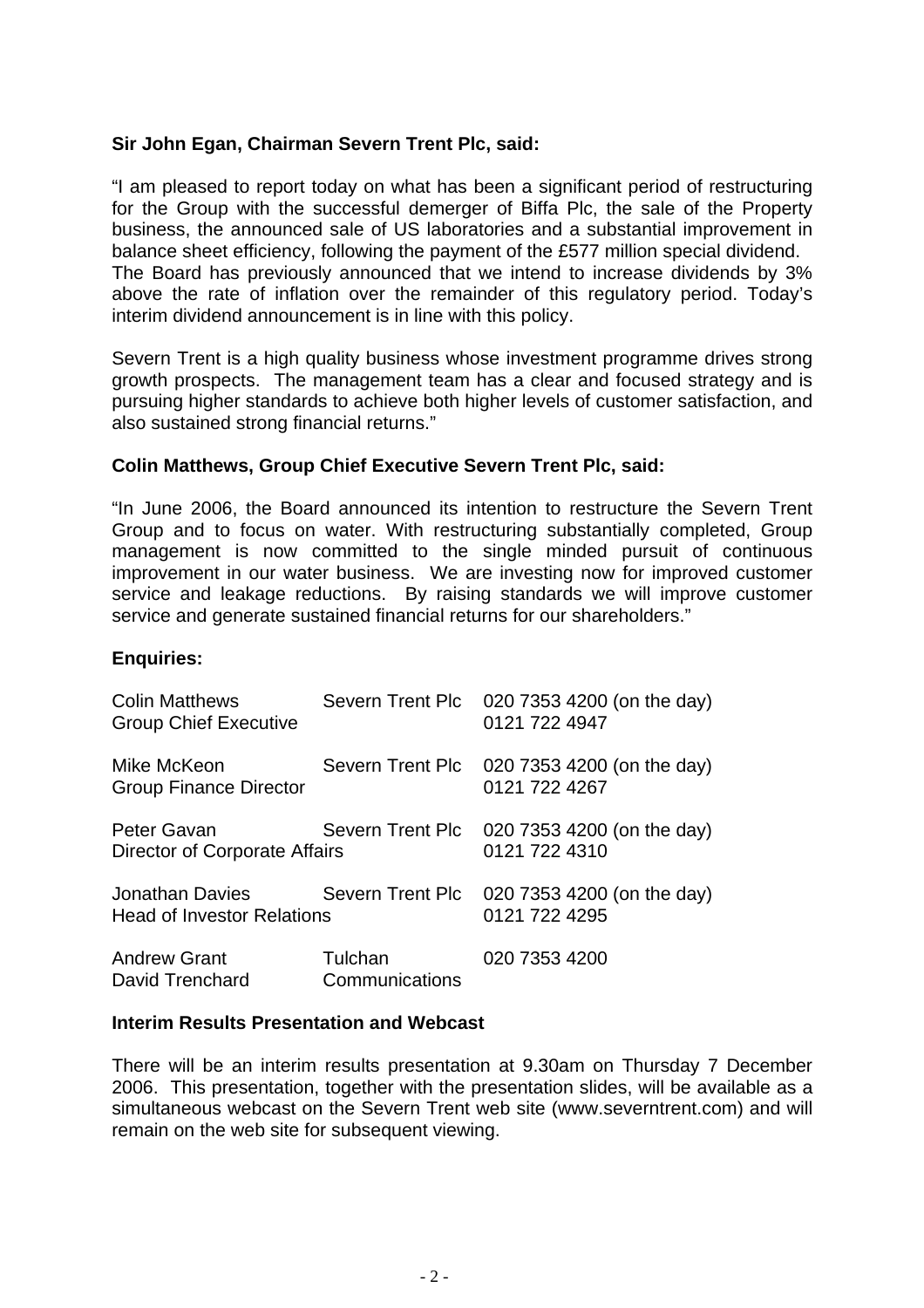**Sir John Egan, Chairman Severn Trent Plc, said:**

"I am pleased to report today on what has been a significant period of restructuring for the Group with the successful demerger of Biffa Plc, the sale of the Property business, the announced sale of US laboratories and a substantial improvement in balance sheet efficiency, following the payment of the £577 million special dividend. The Board has previously announced that we intend to increase dividends by 3% above the rate of inflation over the remainder of this regulatory period. Today's interim dividend announcement is in line with this policy.

Severn Trent is a high quality business whose investment programme drives strong growth prospects. The management team has a clear and focused strategy and is pursuing higher standards to achieve both higher levels of customer satisfaction, and also sustained strong financial returns."

**Colin Matthews, Group Chief Executive Severn Trent Plc, said:**

"In June 2006, the Board announced its intention to restructure the Severn Trent Group and to focus on water. With restructuring substantially completed, Group management is now committed to the single minded pursuit of continuous improvement in our water business. We are investing now for improved customer service and leakage reductions. By raising standards we will improve customer service and generate sustained financial returns for our shareholders."

**Enquiries:**

| | | |
|---|---|---|
| Colin Matthews<br>Group Chief Executive | Severn Trent Plc | 020 7353 4200 (on the day)<br>0121 722 4947 |
| Mike McKeon<br>Group Finance Director | Severn Trent Plc | 020 7353 4200 (on the day)<br>0121 722 4267 |
| Peter Gavan<br>Director of Corporate Affairs | Severn Trent Plc | 020 7353 4200 (on the day)<br>0121 722 4310 |
| Jonathan Davies<br>Head of Investor Relations | Severn Trent Plc | 020 7353 4200 (on the day)<br>0121 722 4295 |
| Andrew Grant<br>David Trenchard | Tulchan<br>Communications | 020 7353 4200 |

**Interim Results Presentation and Webcast**

There will be an interim results presentation at 9.30am on Thursday 7 December 2006. This presentation, together with the presentation slides, will be available as a simultaneous webcast on the Severn Trent web site (www.severntrent.com) and will remain on the web site for subsequent viewing.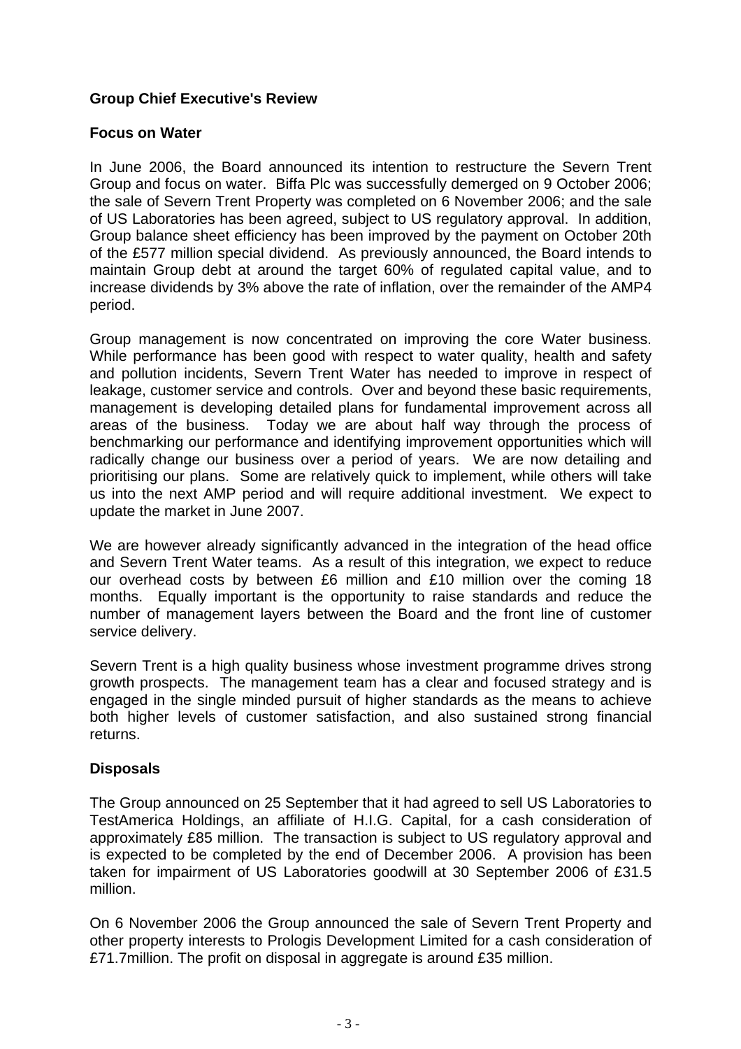## Group Chief Executive's Review

### Focus on Water

In June 2006, the Board announced its intention to restructure the Severn Trent Group and focus on water. Biffa Plc was successfully demerged on 9 October 2006; the sale of Severn Trent Property was completed on 6 November 2006; and the sale of US Laboratories has been agreed, subject to US regulatory approval. In addition, Group balance sheet efficiency has been improved by the payment on October 20th of the £577 million special dividend. As previously announced, the Board intends to maintain Group debt at around the target 60% of regulated capital value, and to increase dividends by 3% above the rate of inflation, over the remainder of the AMP4 period.

Group management is now concentrated on improving the core Water business. While performance has been good with respect to water quality, health and safety and pollution incidents, Severn Trent Water has needed to improve in respect of leakage, customer service and controls. Over and beyond these basic requirements, management is developing detailed plans for fundamental improvement across all areas of the business. Today we are about half way through the process of benchmarking our performance and identifying improvement opportunities which will radically change our business over a period of years. We are now detailing and prioritising our plans. Some are relatively quick to implement, while others will take us into the next AMP period and will require additional investment. We expect to update the market in June 2007.

We are however already significantly advanced in the integration of the head office and Severn Trent Water teams. As a result of this integration, we expect to reduce our overhead costs by between £6 million and £10 million over the coming 18 months. Equally important is the opportunity to raise standards and reduce the number of management layers between the Board and the front line of customer service delivery.

Severn Trent is a high quality business whose investment programme drives strong growth prospects. The management team has a clear and focused strategy and is engaged in the single minded pursuit of higher standards as the means to achieve both higher levels of customer satisfaction, and also sustained strong financial returns.

### Disposals

The Group announced on 25 September that it had agreed to sell US Laboratories to TestAmerica Holdings, an affiliate of H.I.G. Capital, for a cash consideration of approximately £85 million. The transaction is subject to US regulatory approval and is expected to be completed by the end of December 2006. A provision has been taken for impairment of US Laboratories goodwill at 30 September 2006 of £31.5 million.

On 6 November 2006 the Group announced the sale of Severn Trent Property and other property interests to Prologis Development Limited for a cash consideration of £71.7million. The profit on disposal in aggregate is around £35 million.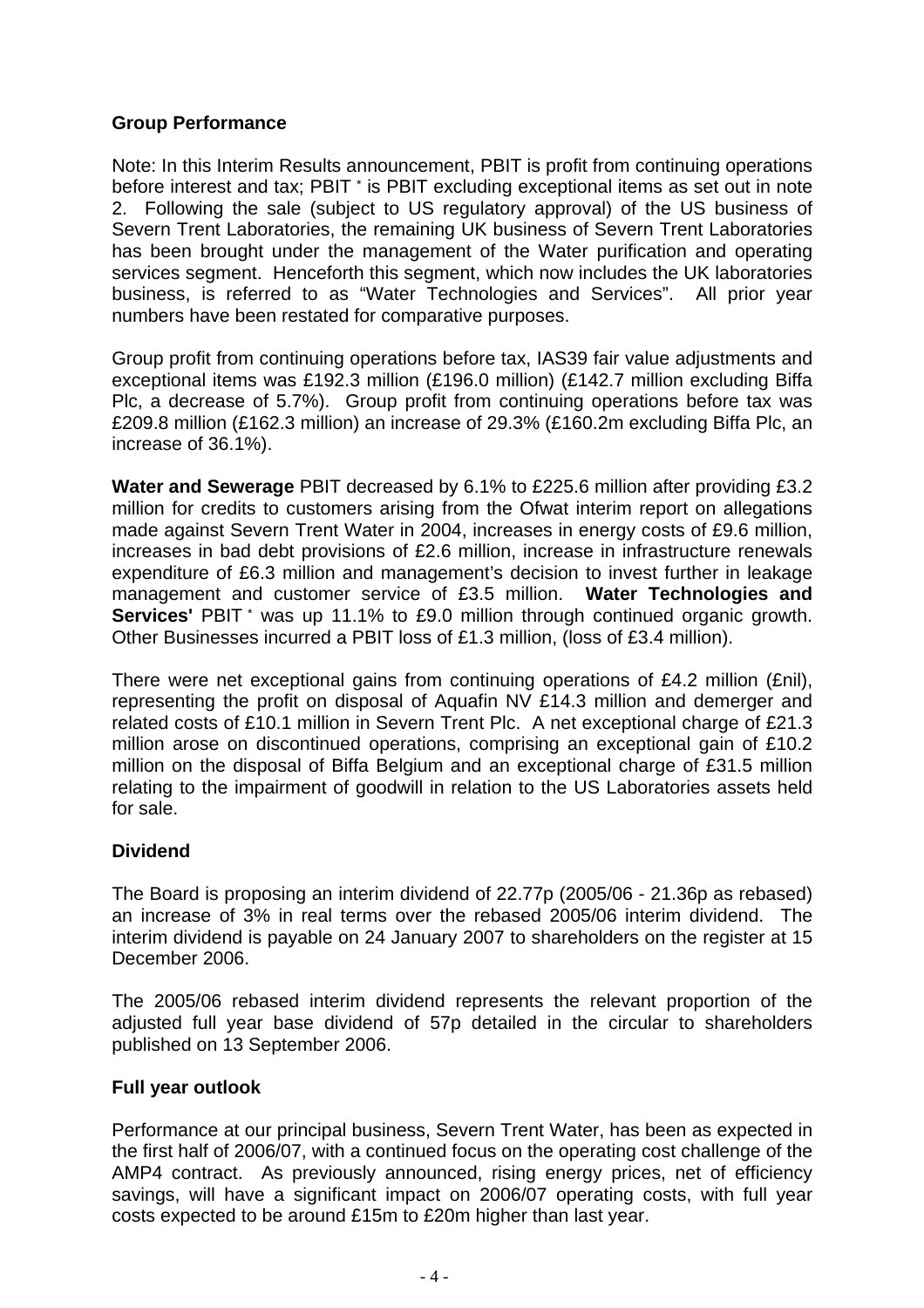## Group Performance

Note: In this Interim Results announcement, PBIT is profit from continuing operations before interest and tax; PBIT * is PBIT excluding exceptional items as set out in note 2. Following the sale (subject to US regulatory approval) of the US business of Severn Trent Laboratories, the remaining UK business of Severn Trent Laboratories has been brought under the management of the Water purification and operating services segment. Henceforth this segment, which now includes the UK laboratories business, is referred to as "Water Technologies and Services". All prior year numbers have been restated for comparative purposes.

Group profit from continuing operations before tax, IAS39 fair value adjustments and exceptional items was £192.3 million (£196.0 million) (£142.7 million excluding Biffa Plc, a decrease of 5.7%). Group profit from continuing operations before tax was £209.8 million (£162.3 million) an increase of 29.3% (£160.2m excluding Biffa Plc, an increase of 36.1%).

**Water and Sewerage** PBIT decreased by 6.1% to £225.6 million after providing £3.2 million for credits to customers arising from the Ofwat interim report on allegations made against Severn Trent Water in 2004, increases in energy costs of £9.6 million, increases in bad debt provisions of £2.6 million, increase in infrastructure renewals expenditure of £6.3 million and management's decision to invest further in leakage management and customer service of £3.5 million. **Water Technologies and Services'** PBIT * was up 11.1% to £9.0 million through continued organic growth. Other Businesses incurred a PBIT loss of £1.3 million, (loss of £3.4 million).

There were net exceptional gains from continuing operations of £4.2 million (£nil), representing the profit on disposal of Aquafin NV £14.3 million and demerger and related costs of £10.1 million in Severn Trent Plc. A net exceptional charge of £21.3 million arose on discontinued operations, comprising an exceptional gain of £10.2 million on the disposal of Biffa Belgium and an exceptional charge of £31.5 million relating to the impairment of goodwill in relation to the US Laboratories assets held for sale.

## Dividend

The Board is proposing an interim dividend of 22.77p (2005/06 - 21.36p as rebased) an increase of 3% in real terms over the rebased 2005/06 interim dividend. The interim dividend is payable on 24 January 2007 to shareholders on the register at 15 December 2006.

The 2005/06 rebased interim dividend represents the relevant proportion of the adjusted full year base dividend of 57p detailed in the circular to shareholders published on 13 September 2006.

## Full year outlook

Performance at our principal business, Severn Trent Water, has been as expected in the first half of 2006/07, with a continued focus on the operating cost challenge of the AMP4 contract. As previously announced, rising energy prices, net of efficiency savings, will have a significant impact on 2006/07 operating costs, with full year costs expected to be around £15m to £20m higher than last year.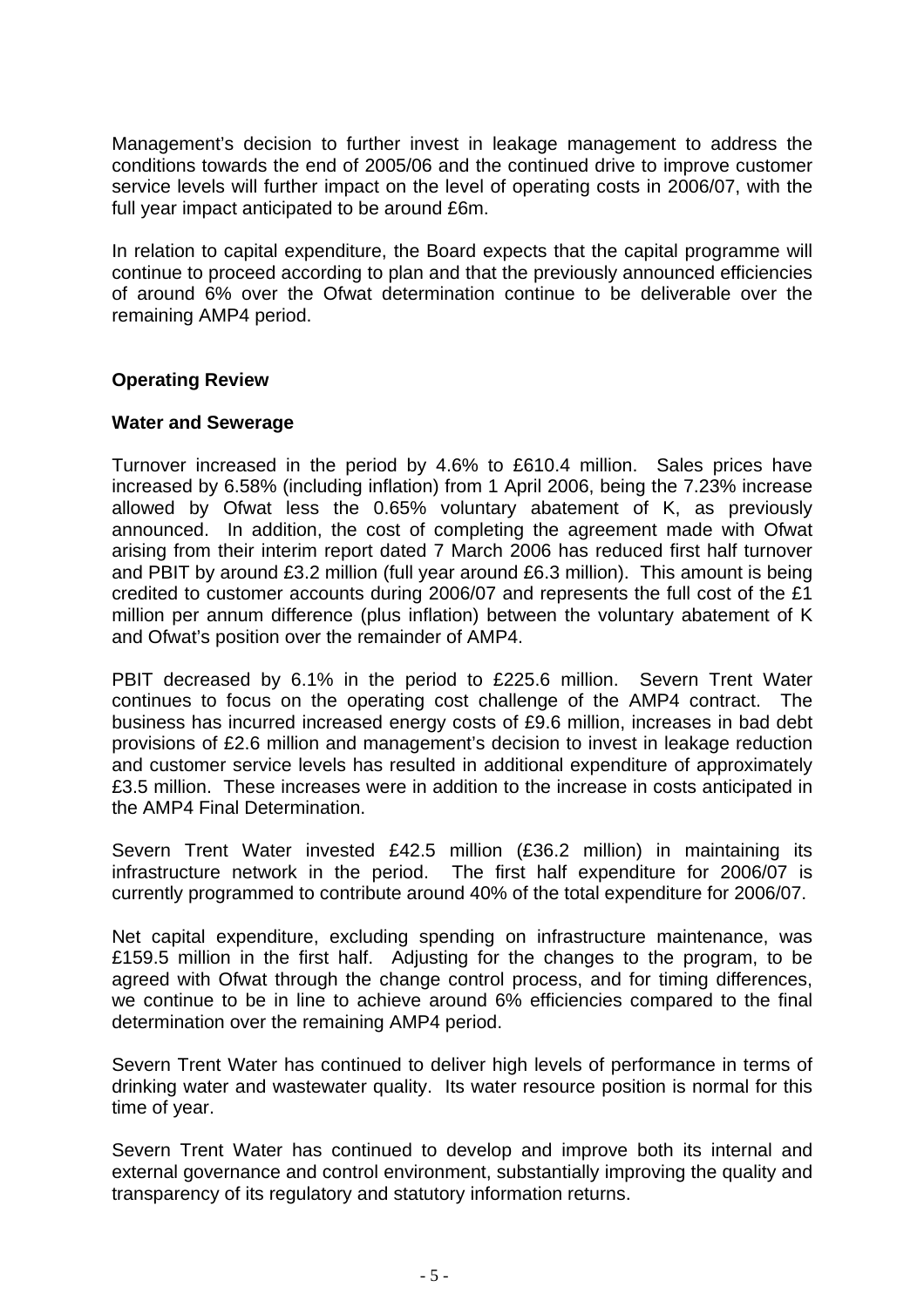Management's decision to further invest in leakage management to address the conditions towards the end of 2005/06 and the continued drive to improve customer service levels will further impact on the level of operating costs in 2006/07, with the full year impact anticipated to be around £6m.

In relation to capital expenditure, the Board expects that the capital programme will continue to proceed according to plan and that the previously announced efficiencies of around 6% over the Ofwat determination continue to be deliverable over the remaining AMP4 period.

## Operating Review

### Water and Sewerage

Turnover increased in the period by 4.6% to £610.4 million. Sales prices have increased by 6.58% (including inflation) from 1 April 2006, being the 7.23% increase allowed by Ofwat less the 0.65% voluntary abatement of K, as previously announced. In addition, the cost of completing the agreement made with Ofwat arising from their interim report dated 7 March 2006 has reduced first half turnover and PBIT by around £3.2 million (full year around £6.3 million). This amount is being credited to customer accounts during 2006/07 and represents the full cost of the £1 million per annum difference (plus inflation) between the voluntary abatement of K and Ofwat's position over the remainder of AMP4.

PBIT decreased by 6.1% in the period to £225.6 million. Severn Trent Water continues to focus on the operating cost challenge of the AMP4 contract. The business has incurred increased energy costs of £9.6 million, increases in bad debt provisions of £2.6 million and management's decision to invest in leakage reduction and customer service levels has resulted in additional expenditure of approximately £3.5 million. These increases were in addition to the increase in costs anticipated in the AMP4 Final Determination.

Severn Trent Water invested £42.5 million (£36.2 million) in maintaining its infrastructure network in the period. The first half expenditure for 2006/07 is currently programmed to contribute around 40% of the total expenditure for 2006/07.

Net capital expenditure, excluding spending on infrastructure maintenance, was £159.5 million in the first half. Adjusting for the changes to the program, to be agreed with Ofwat through the change control process, and for timing differences, we continue to be in line to achieve around 6% efficiencies compared to the final determination over the remaining AMP4 period.

Severn Trent Water has continued to deliver high levels of performance in terms of drinking water and wastewater quality. Its water resource position is normal for this time of year.

Severn Trent Water has continued to develop and improve both its internal and external governance and control environment, substantially improving the quality and transparency of its regulatory and statutory information returns.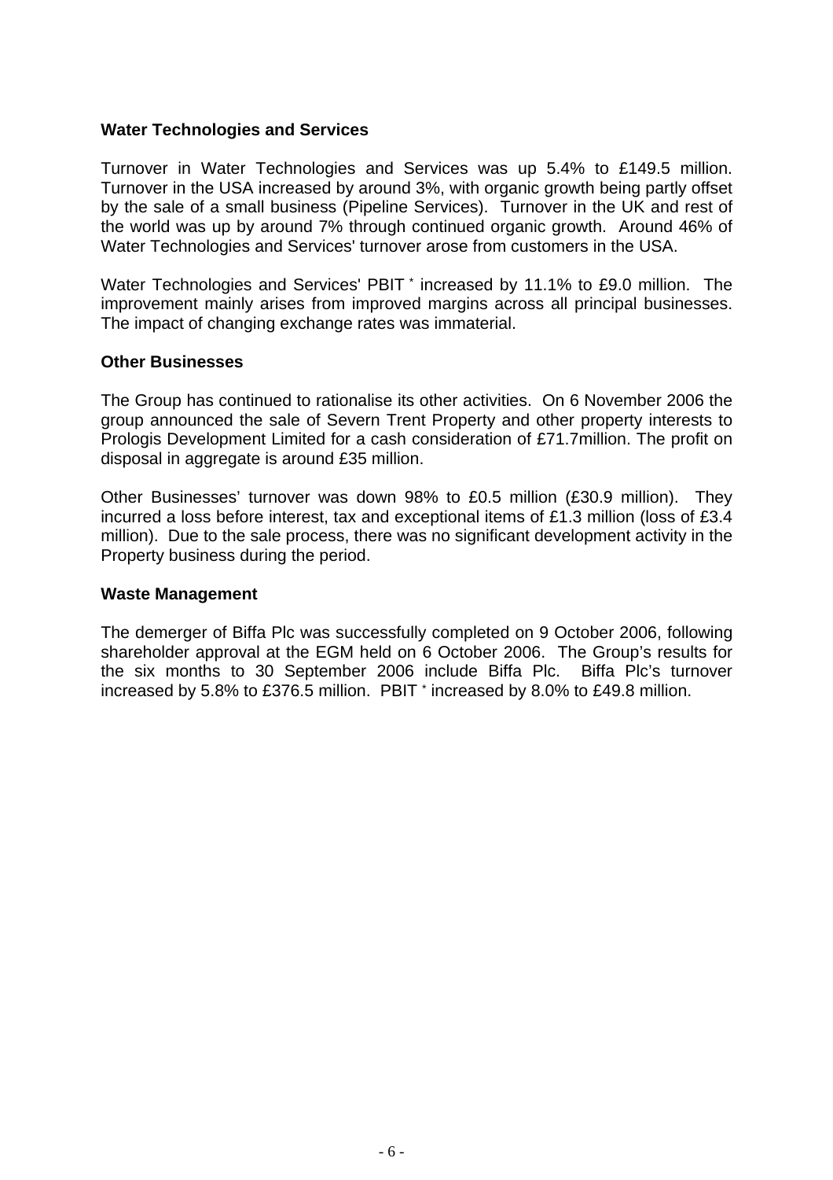**Water Technologies and Services**

Turnover in Water Technologies and Services was up 5.4% to £149.5 million. Turnover in the USA increased by around 3%, with organic growth being partly offset by the sale of a small business (Pipeline Services). Turnover in the UK and rest of the world was up by around 7% through continued organic growth. Around 46% of Water Technologies and Services' turnover arose from customers in the USA.

Water Technologies and Services' PBIT * increased by 11.1% to £9.0 million. The improvement mainly arises from improved margins across all principal businesses. The impact of changing exchange rates was immaterial.

**Other Businesses**

The Group has continued to rationalise its other activities. On 6 November 2006 the group announced the sale of Severn Trent Property and other property interests to Prologis Development Limited for a cash consideration of £71.7million. The profit on disposal in aggregate is around £35 million.

Other Businesses' turnover was down 98% to £0.5 million (£30.9 million). They incurred a loss before interest, tax and exceptional items of £1.3 million (loss of £3.4 million). Due to the sale process, there was no significant development activity in the Property business during the period.

**Waste Management**

The demerger of Biffa Plc was successfully completed on 9 October 2006, following shareholder approval at the EGM held on 6 October 2006. The Group's results for the six months to 30 September 2006 include Biffa Plc. Biffa Plc's turnover increased by 5.8% to £376.5 million. PBIT * increased by 8.0% to £49.8 million.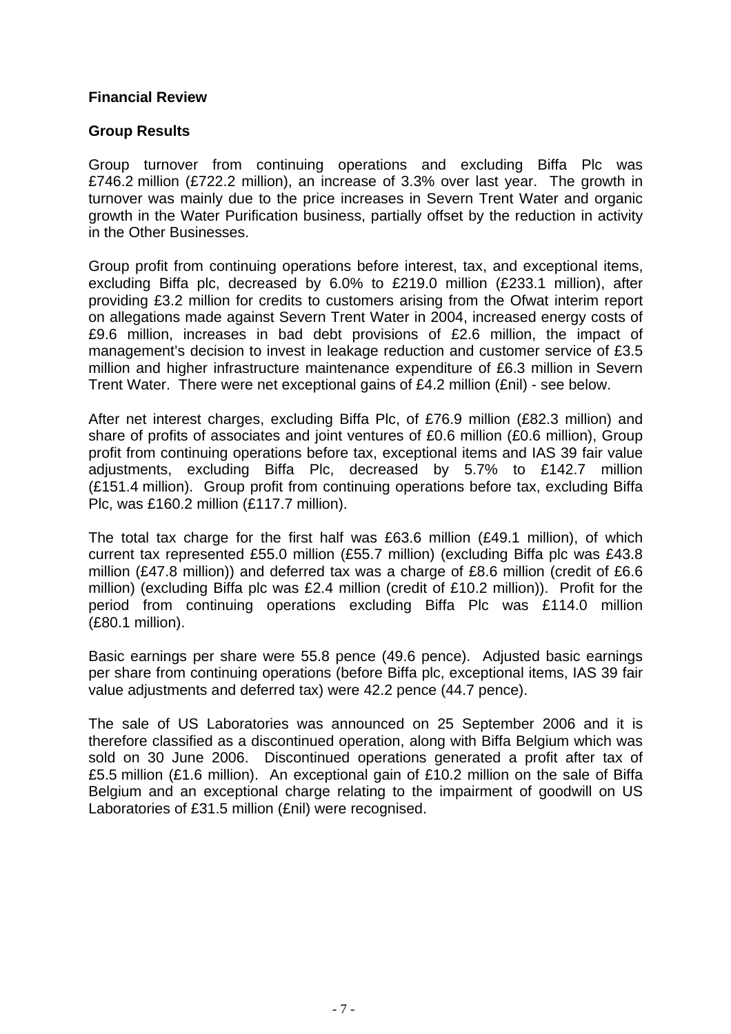## Financial Review

### Group Results

Group turnover from continuing operations and excluding Biffa Plc was £746.2 million (£722.2 million), an increase of 3.3% over last year. The growth in turnover was mainly due to the price increases in Severn Trent Water and organic growth in the Water Purification business, partially offset by the reduction in activity in the Other Businesses.

Group profit from continuing operations before interest, tax, and exceptional items, excluding Biffa plc, decreased by 6.0% to £219.0 million (£233.1 million), after providing £3.2 million for credits to customers arising from the Ofwat interim report on allegations made against Severn Trent Water in 2004, increased energy costs of £9.6 million, increases in bad debt provisions of £2.6 million, the impact of management's decision to invest in leakage reduction and customer service of £3.5 million and higher infrastructure maintenance expenditure of £6.3 million in Severn Trent Water. There were net exceptional gains of £4.2 million (£nil) - see below.

After net interest charges, excluding Biffa Plc, of £76.9 million (£82.3 million) and share of profits of associates and joint ventures of £0.6 million (£0.6 million), Group profit from continuing operations before tax, exceptional items and IAS 39 fair value adjustments, excluding Biffa Plc, decreased by 5.7% to £142.7 million (£151.4 million). Group profit from continuing operations before tax, excluding Biffa Plc, was £160.2 million (£117.7 million).

The total tax charge for the first half was £63.6 million (£49.1 million), of which current tax represented £55.0 million (£55.7 million) (excluding Biffa plc was £43.8 million (£47.8 million)) and deferred tax was a charge of £8.6 million (credit of £6.6 million) (excluding Biffa plc was £2.4 million (credit of £10.2 million)). Profit for the period from continuing operations excluding Biffa Plc was £114.0 million (£80.1 million).

Basic earnings per share were 55.8 pence (49.6 pence). Adjusted basic earnings per share from continuing operations (before Biffa plc, exceptional items, IAS 39 fair value adjustments and deferred tax) were 42.2 pence (44.7 pence).

The sale of US Laboratories was announced on 25 September 2006 and it is therefore classified as a discontinued operation, along with Biffa Belgium which was sold on 30 June 2006. Discontinued operations generated a profit after tax of £5.5 million (£1.6 million). An exceptional gain of £10.2 million on the sale of Biffa Belgium and an exceptional charge relating to the impairment of goodwill on US Laboratories of £31.5 million (£nil) were recognised.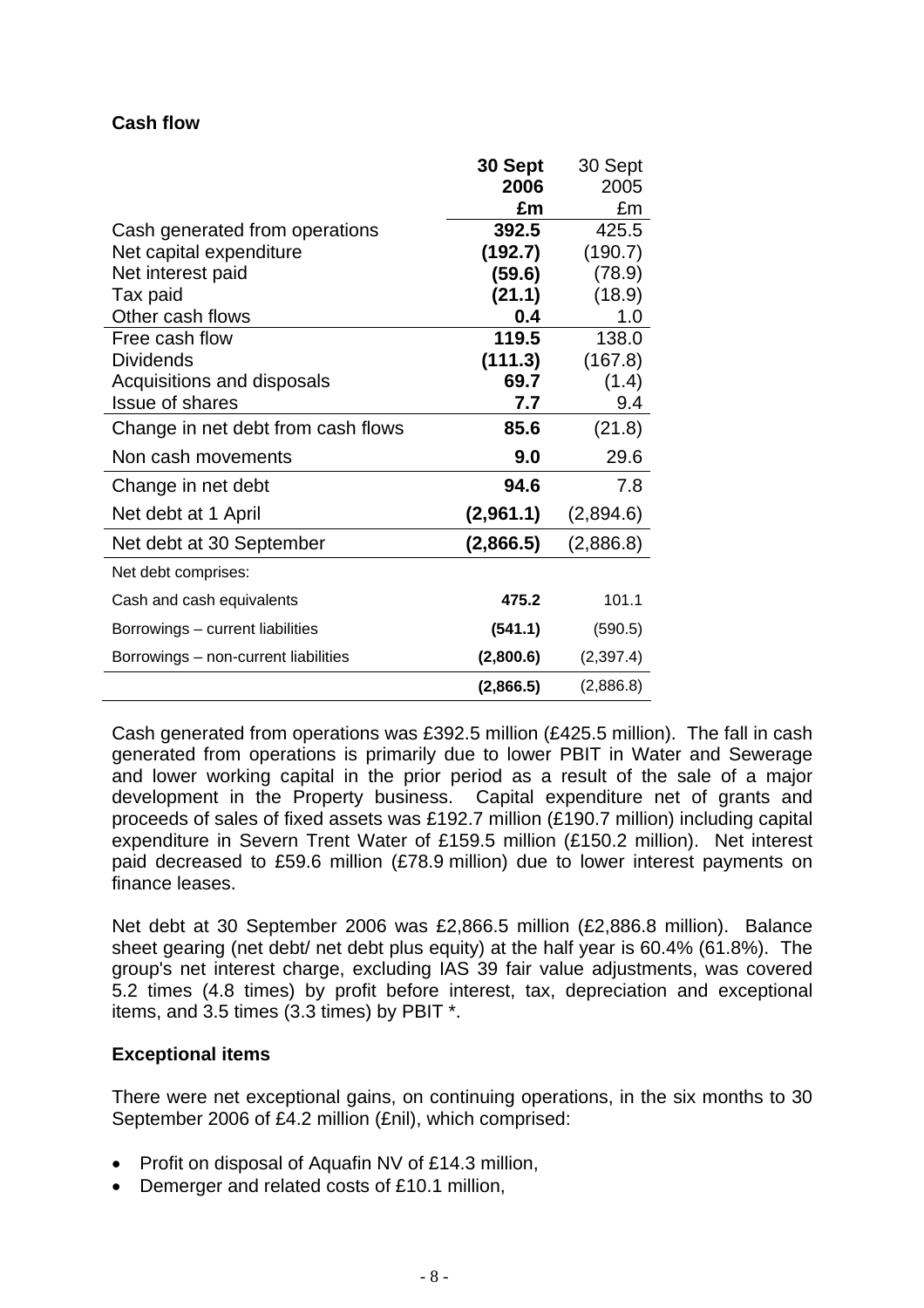**Cash flow**

| | **30 Sept 2006 £m** | 30 Sept 2005 £m |
|---|---|---|
| Cash generated from operations | **392.5** | 425.5 |
| Net capital expenditure | **(192.7)** | (190.7) |
| Net interest paid | **(59.6)** | (78.9) |
| Tax paid | **(21.1)** | (18.9) |
| Other cash flows | **0.4** | 1.0 |
| Free cash flow | **119.5** | 138.0 |
| Dividends | **(111.3)** | (167.8) |
| Acquisitions and disposals | **69.7** | (1.4) |
| Issue of shares | **7.7** | 9.4 |
| Change in net debt from cash flows | **85.6** | (21.8) |
| Non cash movements | **9.0** | 29.6 |
| Change in net debt | **94.6** | 7.8 |
| Net debt at 1 April | **(2,961.1)** | (2,894.6) |
| Net debt at 30 September | **(2,866.5)** | (2,886.8) |
| Net debt comprises: | | |
| Cash and cash equivalents | **475.2** | 101.1 |
| Borrowings – current liabilities | **(541.1)** | (590.5) |
| Borrowings – non-current liabilities | **(2,800.6)** | (2,397.4) |
| | **(2,866.5)** | (2,886.8) |

Cash generated from operations was £392.5 million (£425.5 million). The fall in cash generated from operations is primarily due to lower PBIT in Water and Sewerage and lower working capital in the prior period as a result of the sale of a major development in the Property business. Capital expenditure net of grants and proceeds of sales of fixed assets was £192.7 million (£190.7 million) including capital expenditure in Severn Trent Water of £159.5 million (£150.2 million). Net interest paid decreased to £59.6 million (£78.9 million) due to lower interest payments on finance leases.

Net debt at 30 September 2006 was £2,866.5 million (£2,886.8 million). Balance sheet gearing (net debt/ net debt plus equity) at the half year is 60.4% (61.8%). The group's net interest charge, excluding IAS 39 fair value adjustments, was covered 5.2 times (4.8 times) by profit before interest, tax, depreciation and exceptional items, and 3.5 times (3.3 times) by PBIT *.

**Exceptional items**

There were net exceptional gains, on continuing operations, in the six months to 30 September 2006 of £4.2 million (£nil), which comprised:

- Profit on disposal of Aquafin NV of £14.3 million,
- Demerger and related costs of £10.1 million,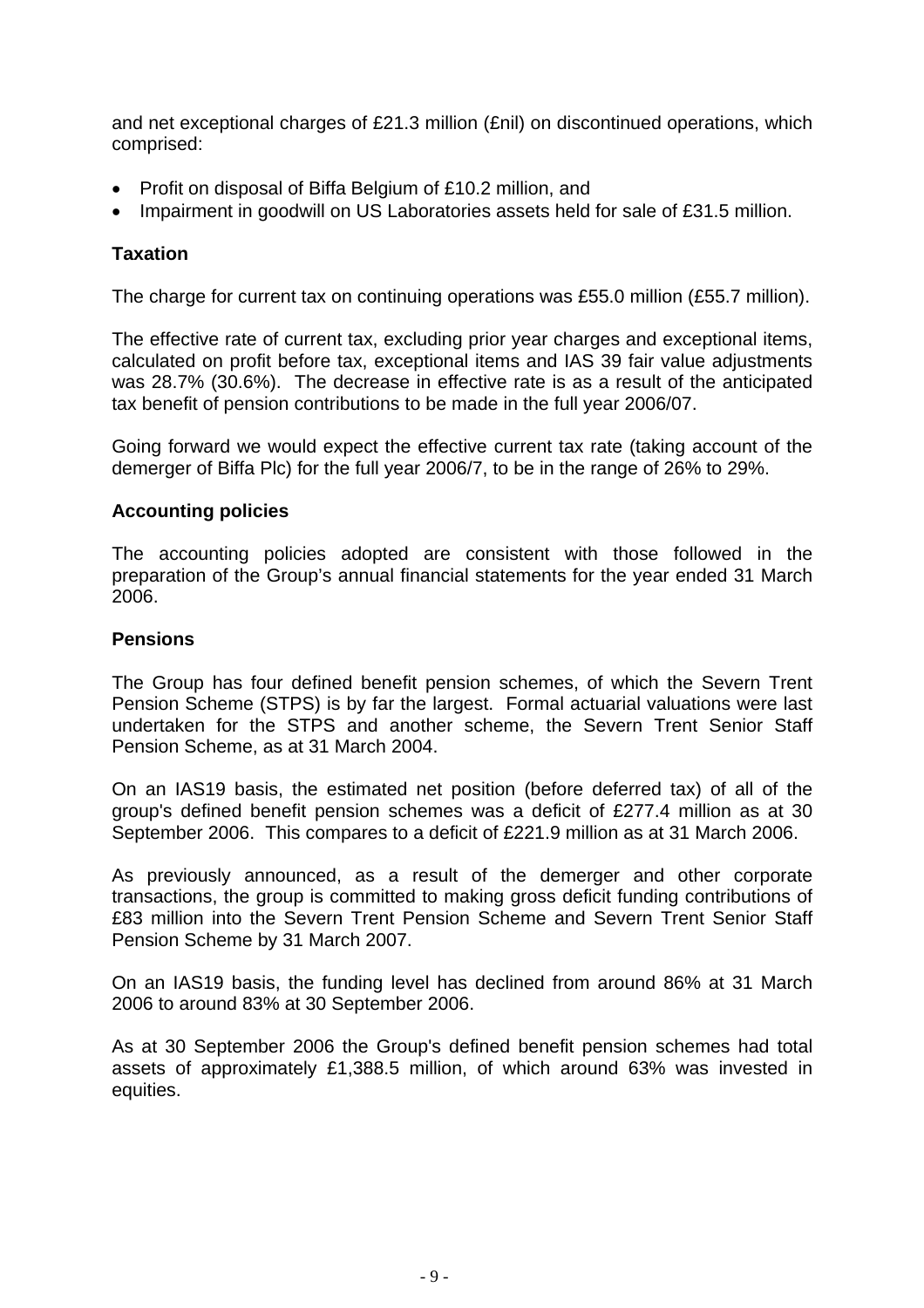and net exceptional charges of £21.3 million (£nil) on discontinued operations, which comprised:

- Profit on disposal of Biffa Belgium of £10.2 million, and
- Impairment in goodwill on US Laboratories assets held for sale of £31.5 million.

**Taxation**

The charge for current tax on continuing operations was £55.0 million (£55.7 million).

The effective rate of current tax, excluding prior year charges and exceptional items, calculated on profit before tax, exceptional items and IAS 39 fair value adjustments was 28.7% (30.6%). The decrease in effective rate is as a result of the anticipated tax benefit of pension contributions to be made in the full year 2006/07.

Going forward we would expect the effective current tax rate (taking account of the demerger of Biffa Plc) for the full year 2006/7, to be in the range of 26% to 29%.

**Accounting policies**

The accounting policies adopted are consistent with those followed in the preparation of the Group's annual financial statements for the year ended 31 March 2006.

**Pensions**

The Group has four defined benefit pension schemes, of which the Severn Trent Pension Scheme (STPS) is by far the largest. Formal actuarial valuations were last undertaken for the STPS and another scheme, the Severn Trent Senior Staff Pension Scheme, as at 31 March 2004.

On an IAS19 basis, the estimated net position (before deferred tax) of all of the group's defined benefit pension schemes was a deficit of £277.4 million as at 30 September 2006. This compares to a deficit of £221.9 million as at 31 March 2006.

As previously announced, as a result of the demerger and other corporate transactions, the group is committed to making gross deficit funding contributions of £83 million into the Severn Trent Pension Scheme and Severn Trent Senior Staff Pension Scheme by 31 March 2007.

On an IAS19 basis, the funding level has declined from around 86% at 31 March 2006 to around 83% at 30 September 2006.

As at 30 September 2006 the Group's defined benefit pension schemes had total assets of approximately £1,388.5 million, of which around 63% was invested in equities.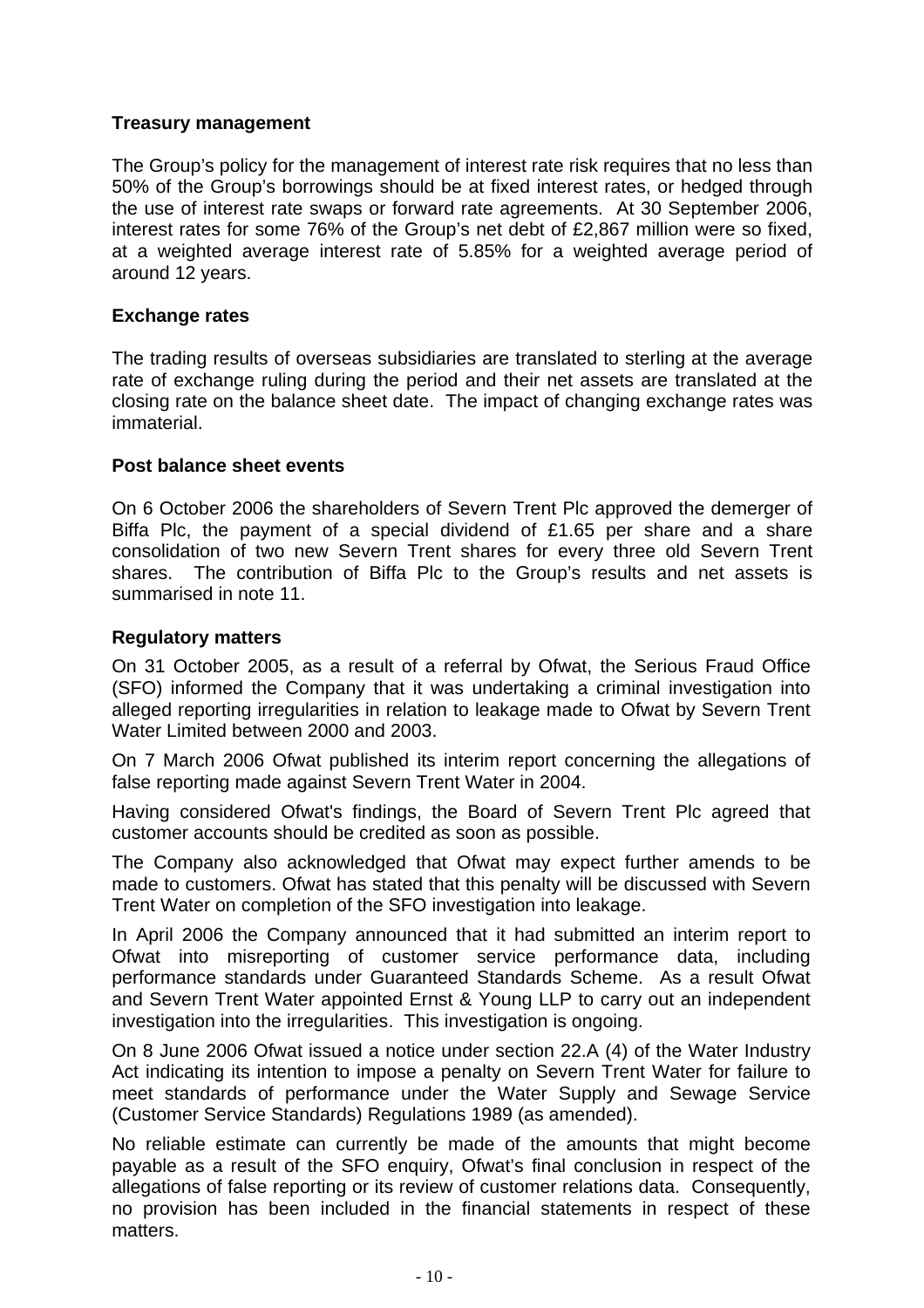## Treasury management

The Group's policy for the management of interest rate risk requires that no less than 50% of the Group's borrowings should be at fixed interest rates, or hedged through the use of interest rate swaps or forward rate agreements. At 30 September 2006, interest rates for some 76% of the Group's net debt of £2,867 million were so fixed, at a weighted average interest rate of 5.85% for a weighted average period of around 12 years.

## Exchange rates

The trading results of overseas subsidiaries are translated to sterling at the average rate of exchange ruling during the period and their net assets are translated at the closing rate on the balance sheet date. The impact of changing exchange rates was immaterial.

## Post balance sheet events

On 6 October 2006 the shareholders of Severn Trent Plc approved the demerger of Biffa Plc, the payment of a special dividend of £1.65 per share and a share consolidation of two new Severn Trent shares for every three old Severn Trent shares. The contribution of Biffa Plc to the Group's results and net assets is summarised in note 11.

## Regulatory matters

On 31 October 2005, as a result of a referral by Ofwat, the Serious Fraud Office (SFO) informed the Company that it was undertaking a criminal investigation into alleged reporting irregularities in relation to leakage made to Ofwat by Severn Trent Water Limited between 2000 and 2003.

On 7 March 2006 Ofwat published its interim report concerning the allegations of false reporting made against Severn Trent Water in 2004.

Having considered Ofwat's findings, the Board of Severn Trent Plc agreed that customer accounts should be credited as soon as possible.

The Company also acknowledged that Ofwat may expect further amends to be made to customers. Ofwat has stated that this penalty will be discussed with Severn Trent Water on completion of the SFO investigation into leakage.

In April 2006 the Company announced that it had submitted an interim report to Ofwat into misreporting of customer service performance data, including performance standards under Guaranteed Standards Scheme. As a result Ofwat and Severn Trent Water appointed Ernst & Young LLP to carry out an independent investigation into the irregularities. This investigation is ongoing.

On 8 June 2006 Ofwat issued a notice under section 22.A (4) of the Water Industry Act indicating its intention to impose a penalty on Severn Trent Water for failure to meet standards of performance under the Water Supply and Sewage Service (Customer Service Standards) Regulations 1989 (as amended).

No reliable estimate can currently be made of the amounts that might become payable as a result of the SFO enquiry, Ofwat's final conclusion in respect of the allegations of false reporting or its review of customer relations data. Consequently, no provision has been included in the financial statements in respect of these matters.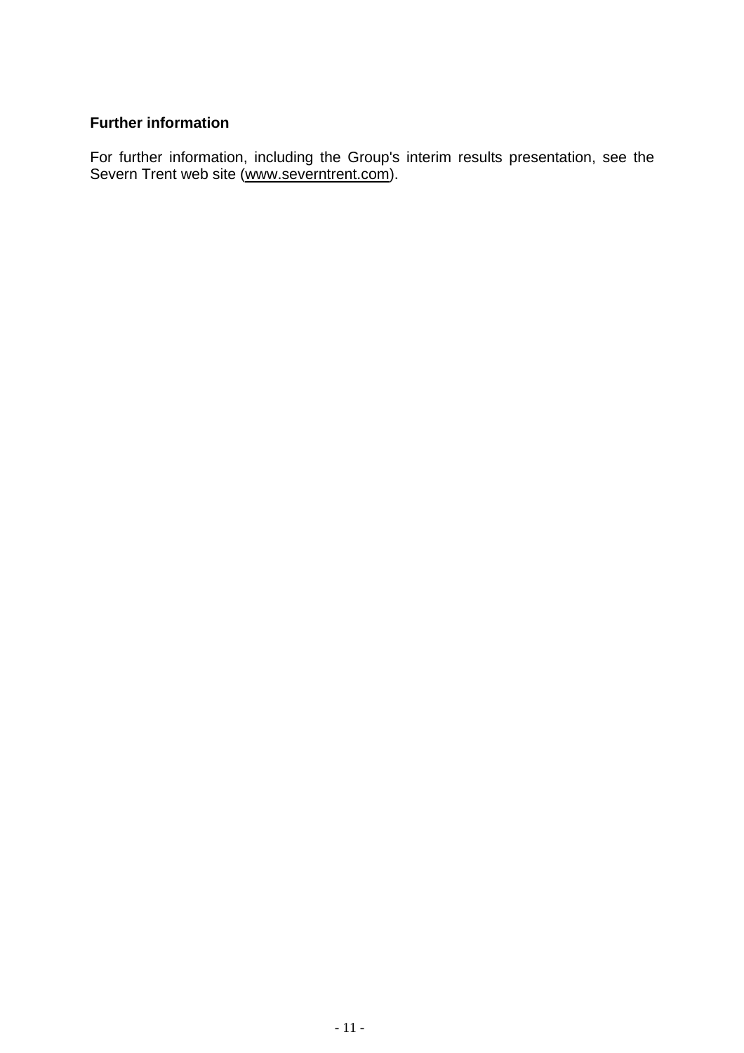## Further information

For further information, including the Group's interim results presentation, see the Severn Trent web site (www.severntrent.com).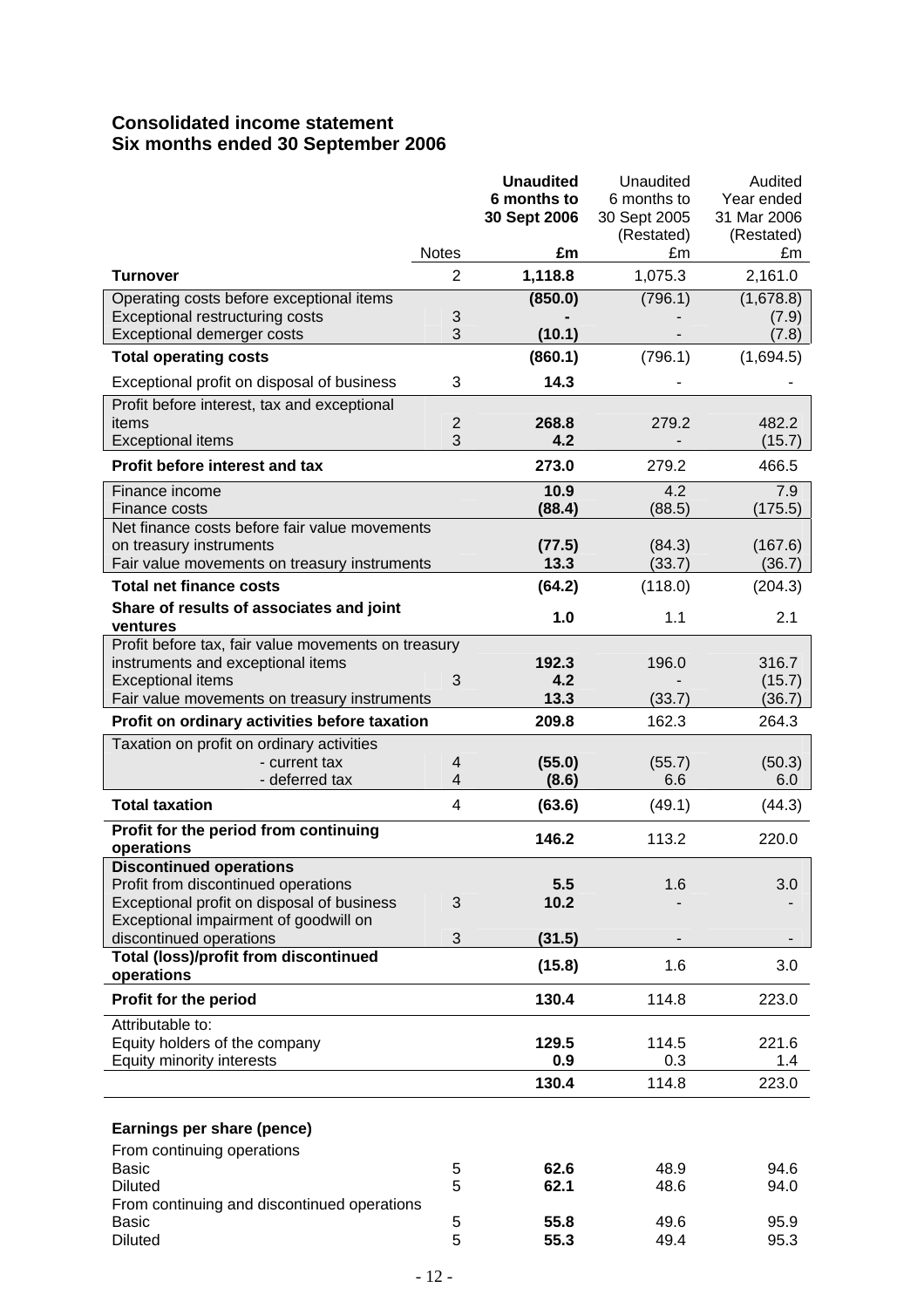## Consolidated income statement
## Six months ended 30 September 2006

| | Notes | **Unaudited 6 months to 30 Sept 2006** | Unaudited 6 months to 30 Sept 2005 (Restated) | Audited Year ended 31 Mar 2006 (Restated) |
|---|---|---|---|---|
| | | **£m** | £m | £m |
| **Turnover** | 2 | **1,118.8** | 1,075.3 | 2,161.0 |
| Operating costs before exceptional items | | **(850.0)** | (796.1) | (1,678.8) |
| Exceptional restructuring costs | 3 | **-** | - | (7.9) |
| Exceptional demerger costs | 3 | **(10.1)** | - | (7.8) |
| **Total operating costs** | | **(860.1)** | (796.1) | (1,694.5) |
| Exceptional profit on disposal of business | 3 | **14.3** | - | - |
| Profit before interest, tax and exceptional items | 2 | **268.8** | 279.2 | 482.2 |
| Exceptional items | 3 | **4.2** | - | (15.7) |
| **Profit before interest and tax** | | **273.0** | 279.2 | 466.5 |
| Finance income | | **10.9** | 4.2 | 7.9 |
| Finance costs | | **(88.4)** | (88.5) | (175.5) |
| Net finance costs before fair value movements on treasury instruments | | **(77.5)** | (84.3) | (167.6) |
| Fair value movements on treasury instruments | | **13.3** | (33.7) | (36.7) |
| **Total net finance costs** | | **(64.2)** | (118.0) | (204.3) |
| **Share of results of associates and joint ventures** | | **1.0** | 1.1 | 2.1 |
| Profit before tax, fair value movements on treasury instruments and exceptional items | | **192.3** | 196.0 | 316.7 |
| Exceptional items | 3 | **4.2** | - | (15.7) |
| Fair value movements on treasury instruments | | **13.3** | (33.7) | (36.7) |
| **Profit on ordinary activities before taxation** | | **209.8** | 162.3 | 264.3 |
| Taxation on profit on ordinary activities | | | | |
| - current tax | 4 | **(55.0)** | (55.7) | (50.3) |
| - deferred tax | 4 | **(8.6)** | 6.6 | 6.0 |
| **Total taxation** | 4 | **(63.6)** | (49.1) | (44.3) |
| **Profit for the period from continuing operations** | | **146.2** | 113.2 | 220.0 |
| **Discontinued operations** | | | | |
| Profit from discontinued operations | | **5.5** | 1.6 | 3.0 |
| Exceptional profit on disposal of business | 3 | **10.2** | - | - |
| Exceptional impairment of goodwill on discontinued operations | 3 | **(31.5)** | - | - |
| **Total (loss)/profit from discontinued operations** | | **(15.8)** | 1.6 | 3.0 |
| **Profit for the period** | | **130.4** | 114.8 | 223.0 |
| Attributable to: | | | | |
| Equity holders of the company | | **129.5** | 114.5 | 221.6 |
| Equity minority interests | | **0.9** | 0.3 | 1.4 |
| | | **130.4** | 114.8 | 223.0 |
| | | | | |
| **Earnings per share (pence)** | | | | |
| From continuing operations | | | | |
| Basic | 5 | **62.6** | 48.9 | 94.6 |
| Diluted | 5 | **62.1** | 48.6 | 94.0 |
| From continuing and discontinued operations | | | | |
| Basic | 5 | **55.8** | 49.6 | 95.9 |
| Diluted | 5 | **55.3** | 49.4 | 95.3 |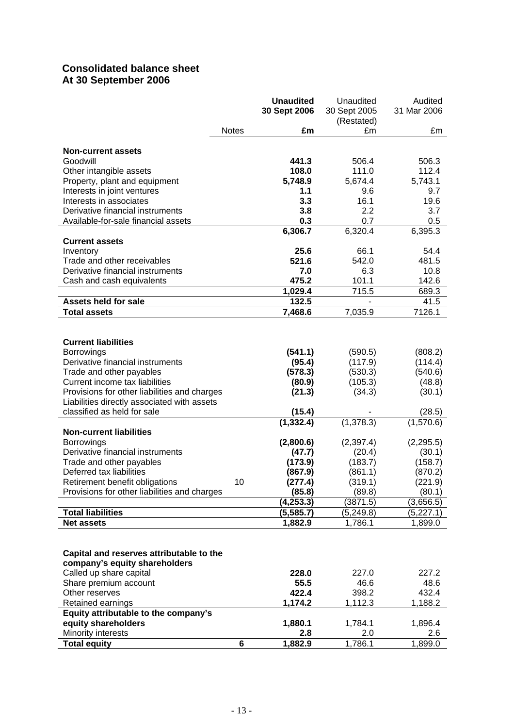## Consolidated balance sheet
## At 30 September 2006

| | Notes | **Unaudited 30 Sept 2006** | Unaudited 30 Sept 2005 (Restated) | Audited 31 Mar 2006 |
|---|---|---|---|---|
| | | **£m** | £m | £m |
| **Non-current assets** | | | | |
| Goodwill | | **441.3** | 506.4 | 506.3 |
| Other intangible assets | | **108.0** | 111.0 | 112.4 |
| Property, plant and equipment | | **5,748.9** | 5,674.4 | 5,743.1 |
| Interests in joint ventures | | **1.1** | 9.6 | 9.7 |
| Interests in associates | | **3.3** | 16.1 | 19.6 |
| Derivative financial instruments | | **3.8** | 2.2 | 3.7 |
| Available-for-sale financial assets | | **0.3** | 0.7 | 0.5 |
| | | **6,306.7** | 6,320.4 | 6,395.3 |
| **Current assets** | | | | |
| Inventory | | **25.6** | 66.1 | 54.4 |
| Trade and other receivables | | **521.6** | 542.0 | 481.5 |
| Derivative financial instruments | | **7.0** | 6.3 | 10.8 |
| Cash and cash equivalents | | **475.2** | 101.1 | 142.6 |
| | | **1,029.4** | 715.5 | 689.3 |
| **Assets held for sale** | | **132.5** | - | 41.5 |
| **Total assets** | | **7,468.6** | 7,035.9 | 7126.1 |
| | | | | |
| **Current liabilities** | | | | |
| Borrowings | | **(541.1)** | (590.5) | (808.2) |
| Derivative financial instruments | | **(95.4)** | (117.9) | (114.4) |
| Trade and other payables | | **(578.3)** | (530.3) | (540.6) |
| Current income tax liabilities | | **(80.9)** | (105.3) | (48.8) |
| Provisions for other liabilities and charges | | **(21.3)** | (34.3) | (30.1) |
| Liabilities directly associated with assets classified as held for sale | | **(15.4)** | - | (28.5) |
| | | **(1,332.4)** | (1,378.3) | (1,570.6) |
| **Non-current liabilities** | | | | |
| Borrowings | | **(2,800.6)** | (2,397.4) | (2,295.5) |
| Derivative financial instruments | | **(47.7)** | (20.4) | (30.1) |
| Trade and other payables | | **(173.9)** | (183.7) | (158.7) |
| Deferred tax liabilities | | **(867.9)** | (861.1) | (870.2) |
| Retirement benefit obligations | 10 | **(277.4)** | (319.1) | (221.9) |
| Provisions for other liabilities and charges | | **(85.8)** | (89.8) | (80.1) |
| | | **(4,253.3)** | (3871.5) | (3,656.5) |
| **Total liabilities** | | **(5,585.7)** | (5,249.8) | (5,227.1) |
| **Net assets** | | **1,882.9** | 1,786.1 | 1,899.0 |
| | | | | |
| **Capital and reserves attributable to the company's equity shareholders** | | | | |
| Called up share capital | | **228.0** | 227.0 | 227.2 |
| Share premium account | | **55.5** | 46.6 | 48.6 |
| Other reserves | | **422.4** | 398.2 | 432.4 |
| Retained earnings | | **1,174.2** | 1,112.3 | 1,188.2 |
| **Equity attributable to the company's equity shareholders** | | **1,880.1** | 1,784.1 | 1,896.4 |
| Minority interests | | **2.8** | 2.0 | 2.6 |
| **Total equity** | **6** | **1,882.9** | 1,786.1 | 1,899.0 |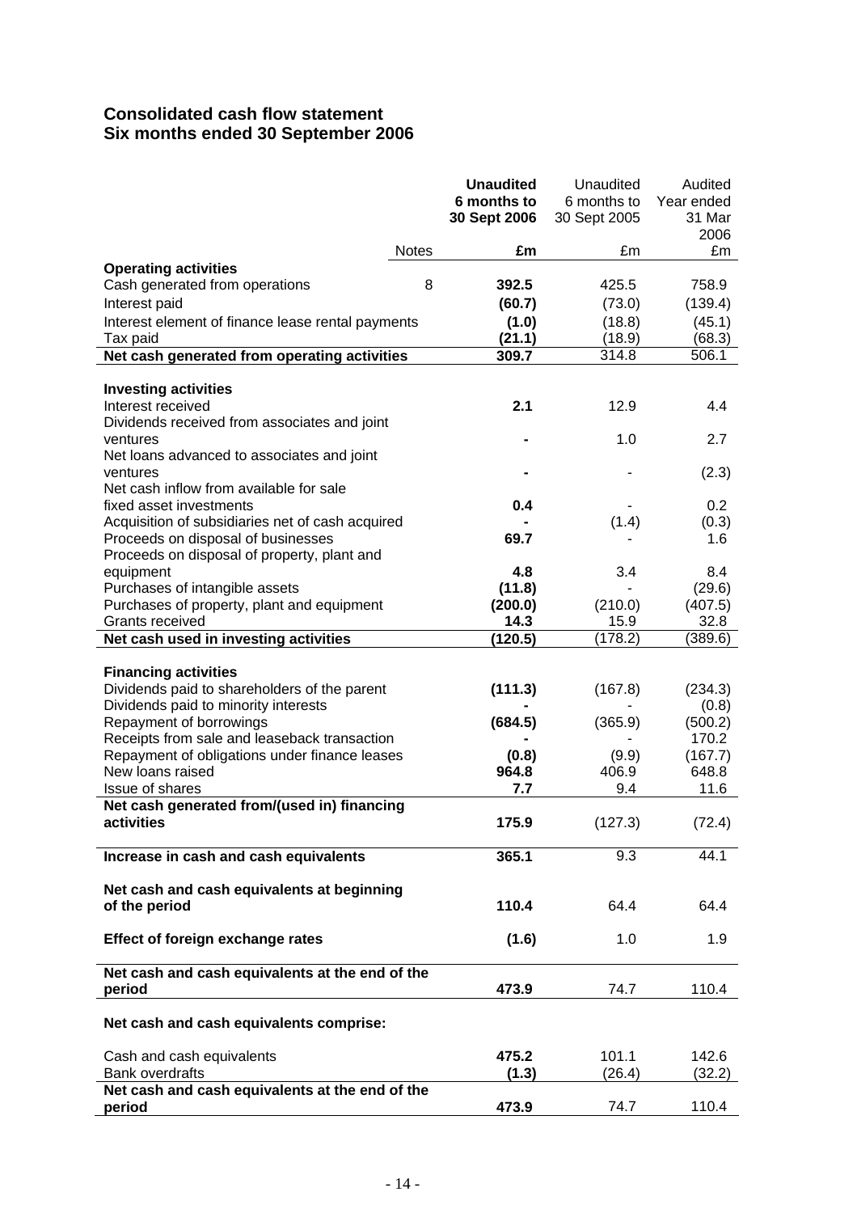## Consolidated cash flow statement
## Six months ended 30 September 2006

| | Notes | **Unaudited 6 months to 30 Sept 2006** | Unaudited 6 months to 30 Sept 2005 | Audited Year ended 31 Mar 2006 |
|---|---|---|---|---|
| | | **£m** | £m | £m |
| **Operating activities** | | | | |
| Cash generated from operations | 8 | **392.5** | 425.5 | 758.9 |
| Interest paid | | **(60.7)** | (73.0) | (139.4) |
| Interest element of finance lease rental payments | | **(1.0)** | (18.8) | (45.1) |
| Tax paid | | **(21.1)** | (18.9) | (68.3) |
| **Net cash generated from operating activities** | | **309.7** | 314.8 | 506.1 |
| | | | | |
| **Investing activities** | | | | |
| Interest received | | **2.1** | 12.9 | 4.4 |
| Dividends received from associates and joint ventures | | **-** | 1.0 | 2.7 |
| Net loans advanced to associates and joint ventures | | **-** | - | (2.3) |
| Net cash inflow from available for sale fixed asset investments | | **0.4** | - | 0.2 |
| Acquisition of subsidiaries net of cash acquired | | **-** | (1.4) | (0.3) |
| Proceeds on disposal of businesses | | **69.7** | - | 1.6 |
| Proceeds on disposal of property, plant and equipment | | **4.8** | 3.4 | 8.4 |
| Purchases of intangible assets | | **(11.8)** | - | (29.6) |
| Purchases of property, plant and equipment | | **(200.0)** | (210.0) | (407.5) |
| Grants received | | **14.3** | 15.9 | 32.8 |
| **Net cash used in investing activities** | | **(120.5)** | (178.2) | (389.6) |
| | | | | |
| **Financing activities** | | | | |
| Dividends paid to shareholders of the parent | | **(111.3)** | (167.8) | (234.3) |
| Dividends paid to minority interests | | **-** | - | (0.8) |
| Repayment of borrowings | | **(684.5)** | (365.9) | (500.2) |
| Receipts from sale and leaseback transaction | | **-** | - | 170.2 |
| Repayment of obligations under finance leases | | **(0.8)** | (9.9) | (167.7) |
| New loans raised | | **964.8** | 406.9 | 648.8 |
| Issue of shares | | **7.7** | 9.4 | 11.6 |
| **Net cash generated from/(used in) financing activities** | | **175.9** | (127.3) | (72.4) |
| | | | | |
| **Increase in cash and cash equivalents** | | **365.1** | 9.3 | 44.1 |
| | | | | |
| **Net cash and cash equivalents at beginning of the period** | | **110.4** | 64.4 | 64.4 |
| | | | | |
| **Effect of foreign exchange rates** | | **(1.6)** | 1.0 | 1.9 |
| | | | | |
| **Net cash and cash equivalents at the end of the period** | | **473.9** | 74.7 | 110.4 |
| | | | | |
| **Net cash and cash equivalents comprise:** | | | | |
| | | | | |
| Cash and cash equivalents | | **475.2** | 101.1 | 142.6 |
| Bank overdrafts | | **(1.3)** | (26.4) | (32.2) |
| **Net cash and cash equivalents at the end of the period** | | **473.9** | 74.7 | 110.4 |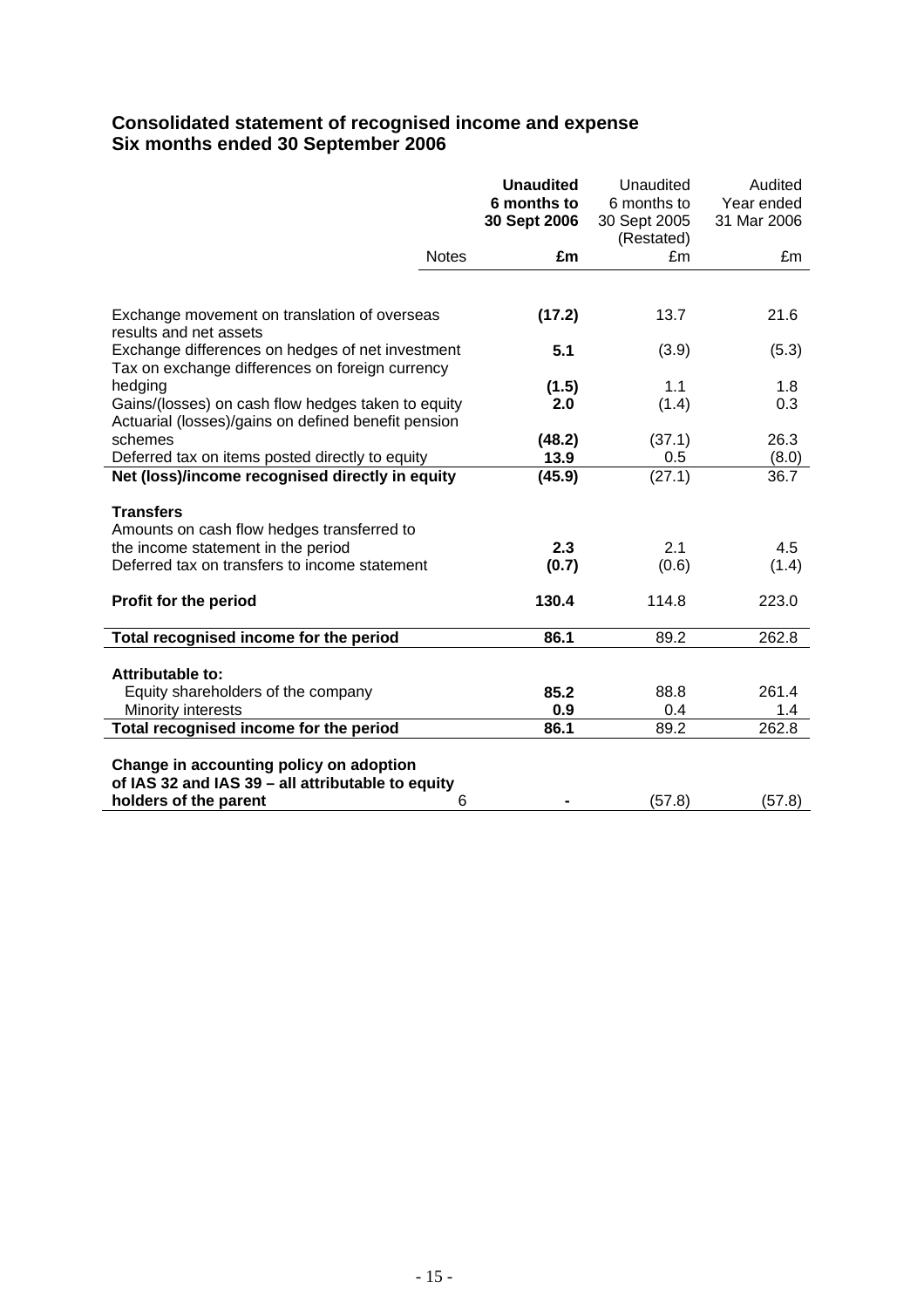### Consolidated statement of recognised income and expense
### Six months ended 30 September 2006

| | Notes | **Unaudited 6 months to 30 Sept 2006** | Unaudited 6 months to 30 Sept 2005 (Restated) | Audited Year ended 31 Mar 2006 |
|---|---|---|---|---|
| | | **£m** | £m | £m |
| Exchange movement on translation of overseas results and net assets | | **(17.2)** | 13.7 | 21.6 |
| Exchange differences on hedges of net investment | | **5.1** | (3.9) | (5.3) |
| Tax on exchange differences on foreign currency hedging | | **(1.5)** | 1.1 | 1.8 |
| Gains/(losses) on cash flow hedges taken to equity | | **2.0** | (1.4) | 0.3 |
| Actuarial (losses)/gains on defined benefit pension schemes | | **(48.2)** | (37.1) | 26.3 |
| Deferred tax on items posted directly to equity | | **13.9** | 0.5 | (8.0) |
| **Net (loss)/income recognised directly in equity** | | **(45.9)** | (27.1) | 36.7 |
| **Transfers** | | | | |
| Amounts on cash flow hedges transferred to the income statement in the period | | **2.3** | 2.1 | 4.5 |
| Deferred tax on transfers to income statement | | **(0.7)** | (0.6) | (1.4) |
| **Profit for the period** | | **130.4** | 114.8 | 223.0 |
| **Total recognised income for the period** | | **86.1** | 89.2 | 262.8 |
| **Attributable to:** | | | | |
| Equity shareholders of the company | | **85.2** | 88.8 | 261.4 |
| Minority interests | | **0.9** | 0.4 | 1.4 |
| **Total recognised income for the period** | | **86.1** | 89.2 | 262.8 |
| **Change in accounting policy on adoption of IAS 32 and IAS 39 – all attributable to equity holders of the parent** | 6 | **-** | (57.8) | (57.8) |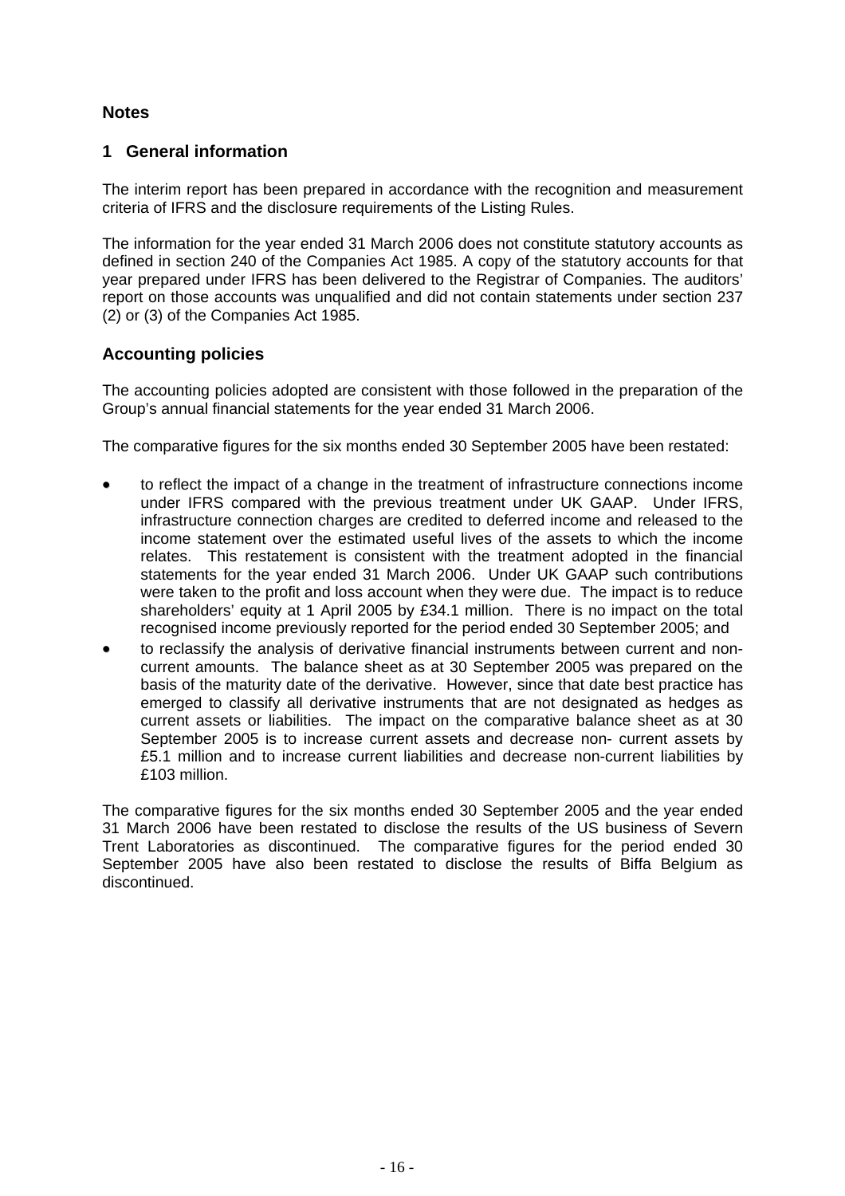## Notes

### 1 General information

The interim report has been prepared in accordance with the recognition and measurement criteria of IFRS and the disclosure requirements of the Listing Rules.

The information for the year ended 31 March 2006 does not constitute statutory accounts as defined in section 240 of the Companies Act 1985. A copy of the statutory accounts for that year prepared under IFRS has been delivered to the Registrar of Companies. The auditors' report on those accounts was unqualified and did not contain statements under section 237 (2) or (3) of the Companies Act 1985.

### Accounting policies

The accounting policies adopted are consistent with those followed in the preparation of the Group's annual financial statements for the year ended 31 March 2006.

The comparative figures for the six months ended 30 September 2005 have been restated:

- to reflect the impact of a change in the treatment of infrastructure connections income under IFRS compared with the previous treatment under UK GAAP. Under IFRS, infrastructure connection charges are credited to deferred income and released to the income statement over the estimated useful lives of the assets to which the income relates. This restatement is consistent with the treatment adopted in the financial statements for the year ended 31 March 2006. Under UK GAAP such contributions were taken to the profit and loss account when they were due. The impact is to reduce shareholders' equity at 1 April 2005 by £34.1 million. There is no impact on the total recognised income previously reported for the period ended 30 September 2005; and
- to reclassify the analysis of derivative financial instruments between current and non-current amounts. The balance sheet as at 30 September 2005 was prepared on the basis of the maturity date of the derivative. However, since that date best practice has emerged to classify all derivative instruments that are not designated as hedges as current assets or liabilities. The impact on the comparative balance sheet as at 30 September 2005 is to increase current assets and decrease non- current assets by £5.1 million and to increase current liabilities and decrease non-current liabilities by £103 million.

The comparative figures for the six months ended 30 September 2005 and the year ended 31 March 2006 have been restated to disclose the results of the US business of Severn Trent Laboratories as discontinued. The comparative figures for the period ended 30 September 2005 have also been restated to disclose the results of Biffa Belgium as discontinued.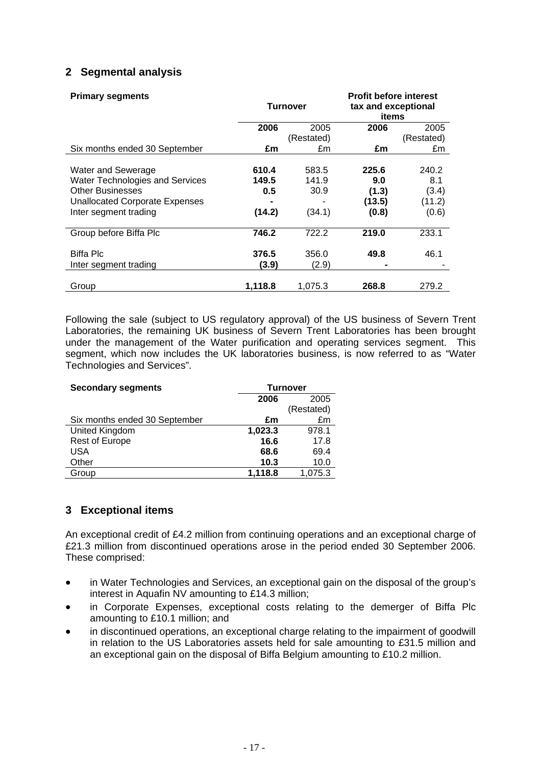## 2 Segmental analysis

| **Primary segments** | **Turnover** | | **Profit before interest tax and exceptional items** | |
|---|---|---|---|---|
| | **2006** | 2005 (Restated) | **2006** | 2005 (Restated) |
| Six months ended 30 September | **£m** | £m | **£m** | £m |
| Water and Sewerage | **610.4** | 583.5 | **225.6** | 240.2 |
| Water Technologies and Services | **149.5** | 141.9 | **9.0** | 8.1 |
| Other Businesses | **0.5** | 30.9 | **(1.3)** | (3.4) |
| Unallocated Corporate Expenses | **-** | - | **(13.5)** | (11.2) |
| Inter segment trading | **(14.2)** | (34.1) | **(0.8)** | (0.6) |
| Group before Biffa Plc | **746.2** | 722.2 | **219.0** | 233.1 |
| Biffa Plc | **376.5** | 356.0 | **49.8** | 46.1 |
| Inter segment trading | **(3.9)** | (2.9) | **-** | - |
| Group | **1,118.8** | 1,075.3 | **268.8** | 279.2 |

Following the sale (subject to US regulatory approval) of the US business of Severn Trent Laboratories, the remaining UK business of Severn Trent Laboratories has been brought under the management of the Water purification and operating services segment. This segment, which now includes the UK laboratories business, is now referred to as "Water Technologies and Services".

| **Secondary segments** | **Turnover** | |
|---|---|---|
| | **2006** | 2005 (Restated) |
| Six months ended 30 September | **£m** | £m |
| United Kingdom | **1,023.3** | 978.1 |
| Rest of Europe | **16.6** | 17.8 |
| USA | **68.6** | 69.4 |
| Other | **10.3** | 10.0 |
| Group | **1,118.8** | 1,075.3 |

## 3 Exceptional items

An exceptional credit of £4.2 million from continuing operations and an exceptional charge of £21.3 million from discontinued operations arose in the period ended 30 September 2006. These comprised:

- in Water Technologies and Services, an exceptional gain on the disposal of the group's interest in Aquafin NV amounting to £14.3 million;
- in Corporate Expenses, exceptional costs relating to the demerger of Biffa Plc amounting to £10.1 million; and
- in discontinued operations, an exceptional charge relating to the impairment of goodwill in relation to the US Laboratories assets held for sale amounting to £31.5 million and an exceptional gain on the disposal of Biffa Belgium amounting to £10.2 million.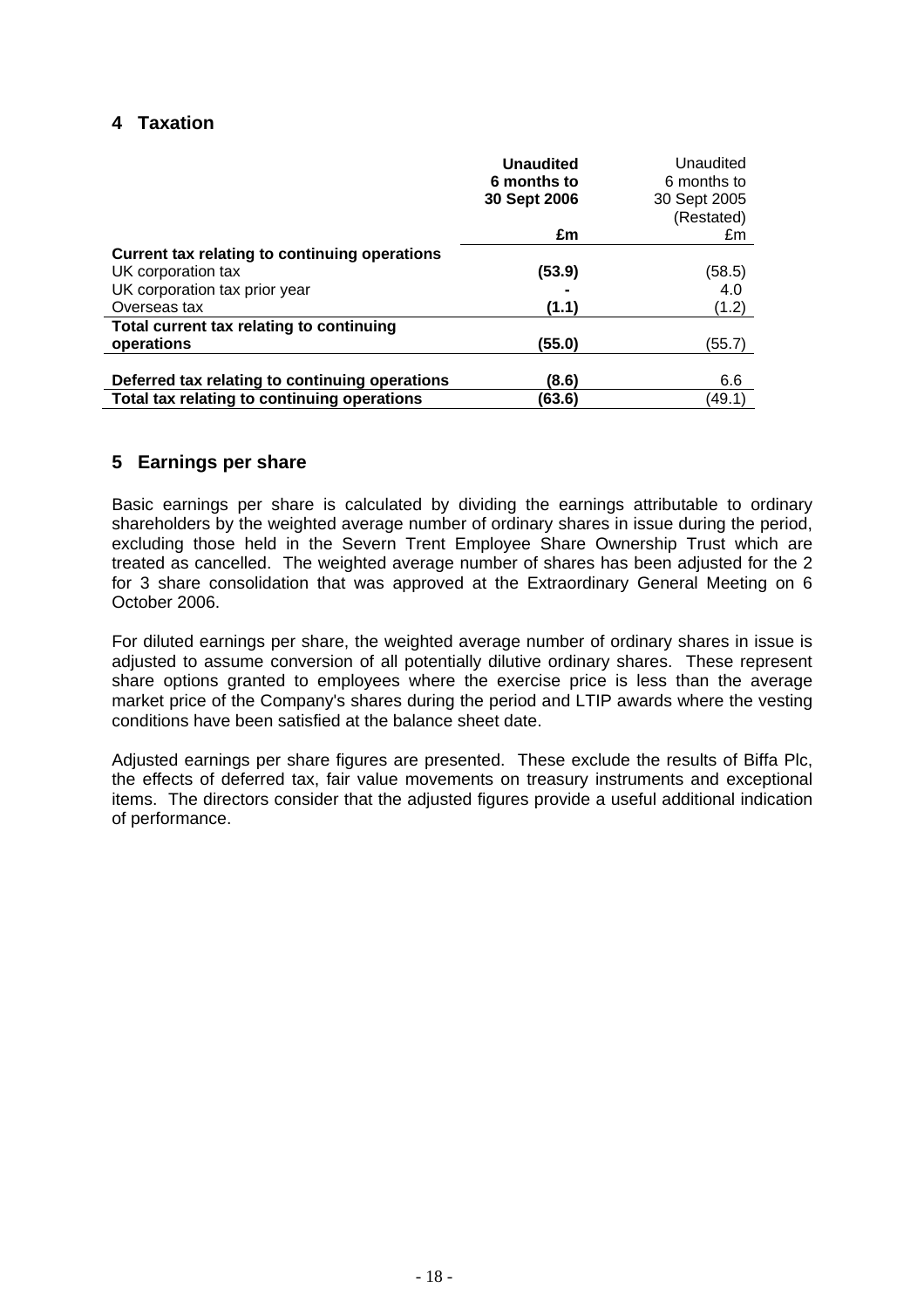## 4 Taxation

| | **Unaudited 6 months to 30 Sept 2006** | Unaudited 6 months to 30 Sept 2005 (Restated) |
|---|---|---|
| | **£m** | £m |
| **Current tax relating to continuing operations** | | |
| UK corporation tax | **(53.9)** | (58.5) |
| UK corporation tax prior year | **-** | 4.0 |
| Overseas tax | **(1.1)** | (1.2) |
| **Total current tax relating to continuing operations** | **(55.0)** | (55.7) |
| | | |
| **Deferred tax relating to continuing operations** | **(8.6)** | 6.6 |
| **Total tax relating to continuing operations** | **(63.6)** | (49.1) |

## 5 Earnings per share

Basic earnings per share is calculated by dividing the earnings attributable to ordinary shareholders by the weighted average number of ordinary shares in issue during the period, excluding those held in the Severn Trent Employee Share Ownership Trust which are treated as cancelled. The weighted average number of shares has been adjusted for the 2 for 3 share consolidation that was approved at the Extraordinary General Meeting on 6 October 2006.

For diluted earnings per share, the weighted average number of ordinary shares in issue is adjusted to assume conversion of all potentially dilutive ordinary shares. These represent share options granted to employees where the exercise price is less than the average market price of the Company's shares during the period and LTIP awards where the vesting conditions have been satisfied at the balance sheet date.

Adjusted earnings per share figures are presented. These exclude the results of Biffa Plc, the effects of deferred tax, fair value movements on treasury instruments and exceptional items. The directors consider that the adjusted figures provide a useful additional indication of performance.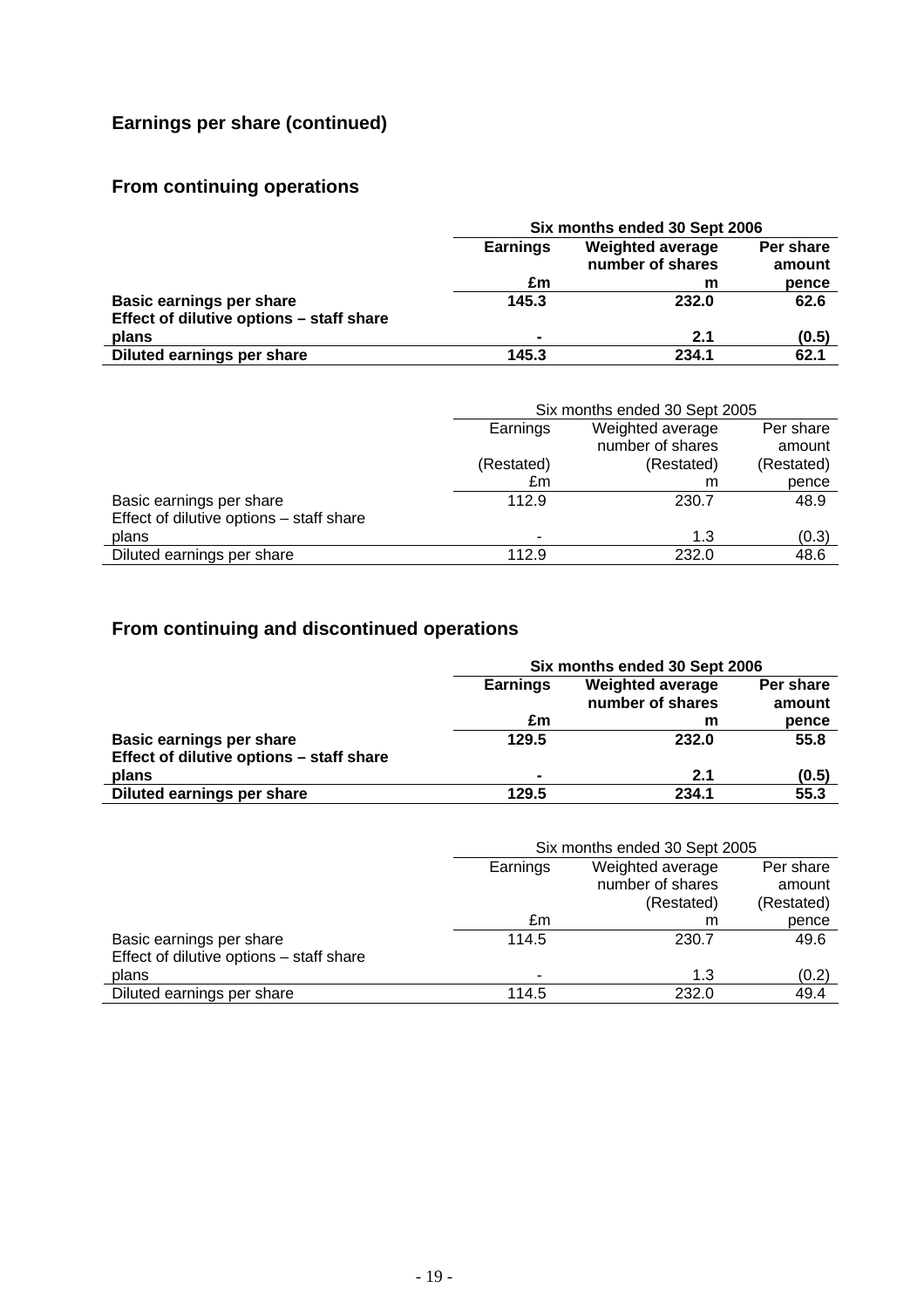## Earnings per share (continued)

## From continuing operations

| | Six months ended 30 Sept 2006 | | |
|---|---|---|---|
| | **Earnings** | **Weighted average number of shares** | **Per share amount** |
| | **£m** | **m** | **pence** |
| **Basic earnings per share** | **145.3** | **232.0** | **62.6** |
| **Effect of dilutive options – staff share plans** | **-** | **2.1** | **(0.5)** |
| **Diluted earnings per share** | **145.3** | **234.1** | **62.1** |

| | Six months ended 30 Sept 2005 | | |
|---|---|---|---|
| | Earnings | Weighted average number of shares | Per share amount |
| | (Restated) | (Restated) | (Restated) |
| | £m | m | pence |
| Basic earnings per share | 112.9 | 230.7 | 48.9 |
| Effect of dilutive options – staff share plans | - | 1.3 | (0.3) |
| Diluted earnings per share | 112.9 | 232.0 | 48.6 |

## From continuing and discontinued operations

| | Six months ended 30 Sept 2006 | | |
|---|---|---|---|
| | **Earnings** | **Weighted average number of shares** | **Per share amount** |
| | **£m** | **m** | **pence** |
| **Basic earnings per share** | **129.5** | **232.0** | **55.8** |
| **Effect of dilutive options – staff share plans** | **-** | **2.1** | **(0.5)** |
| **Diluted earnings per share** | **129.5** | **234.1** | **55.3** |

| | Six months ended 30 Sept 2005 | | |
|---|---|---|---|
| | Earnings | Weighted average number of shares | Per share amount |
| | | (Restated) | (Restated) |
| | £m | m | pence |
| Basic earnings per share | 114.5 | 230.7 | 49.6 |
| Effect of dilutive options – staff share plans | - | 1.3 | (0.2) |
| Diluted earnings per share | 114.5 | 232.0 | 49.4 |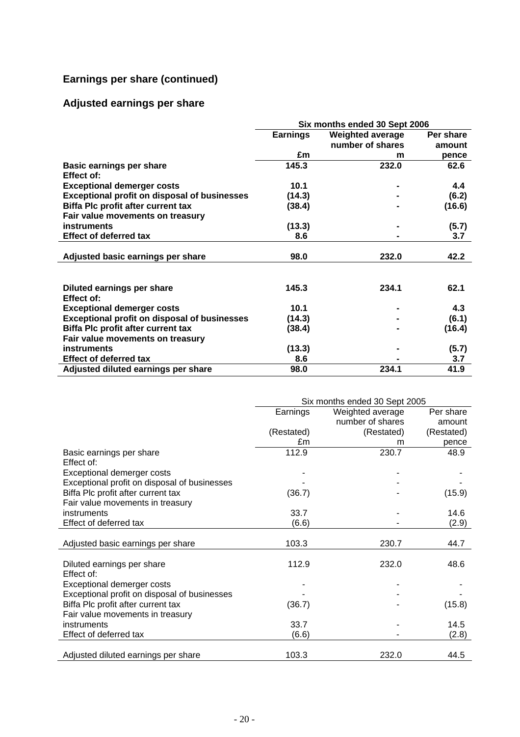## Earnings per share (continued)

## Adjusted earnings per share

| | Six months ended 30 Sept 2006 | | |
|---|---|---|---|
| | **Earnings** | **Weighted average number of shares** | **Per share amount** |
| | **£m** | **m** | **pence** |
| **Basic earnings per share** | **145.3** | **232.0** | **62.6** |
| **Effect of:** | | | |
| **Exceptional demerger costs** | **10.1** | **-** | **4.4** |
| **Exceptional profit on disposal of businesses** | **(14.3)** | **-** | **(6.2)** |
| **Biffa Plc profit after current tax** | **(38.4)** | **-** | **(16.6)** |
| **Fair value movements on treasury instruments** | **(13.3)** | **-** | **(5.7)** |
| **Effect of deferred tax** | **8.6** | **-** | **3.7** |
| **Adjusted basic earnings per share** | **98.0** | **232.0** | **42.2** |
| | | | |
| **Diluted earnings per share** | **145.3** | **234.1** | **62.1** |
| **Effect of:** | | | |
| **Exceptional demerger costs** | **10.1** | **-** | **4.3** |
| **Exceptional profit on disposal of businesses** | **(14.3)** | **-** | **(6.1)** |
| **Biffa Plc profit after current tax** | **(38.4)** | **-** | **(16.4)** |
| **Fair value movements on treasury instruments** | **(13.3)** | **-** | **(5.7)** |
| **Effect of deferred tax** | **8.6** | **-** | **3.7** |
| **Adjusted diluted earnings per share** | **98.0** | **234.1** | **41.9** |

| | Six months ended 30 Sept 2005 | | |
|---|---|---|---|
| | Earnings | Weighted average number of shares | Per share amount |
| | (Restated) | (Restated) | (Restated) |
| | £m | m | pence |
| Basic earnings per share | 112.9 | 230.7 | 48.9 |
| Effect of: | | | |
| Exceptional demerger costs | - | - | - |
| Exceptional profit on disposal of businesses | - | - | - |
| Biffa Plc profit after current tax | (36.7) | - | (15.9) |
| Fair value movements in treasury instruments | 33.7 | - | 14.6 |
| Effect of deferred tax | (6.6) | - | (2.9) |
| Adjusted basic earnings per share | 103.3 | 230.7 | 44.7 |
| | | | |
| Diluted earnings per share | 112.9 | 232.0 | 48.6 |
| Effect of: | | | |
| Exceptional demerger costs | - | - | - |
| Exceptional profit on disposal of businesses | - | - | - |
| Biffa Plc profit after current tax | (36.7) | - | (15.8) |
| Fair value movements in treasury instruments | 33.7 | - | 14.5 |
| Effect of deferred tax | (6.6) | - | (2.8) |
| Adjusted diluted earnings per share | 103.3 | 232.0 | 44.5 |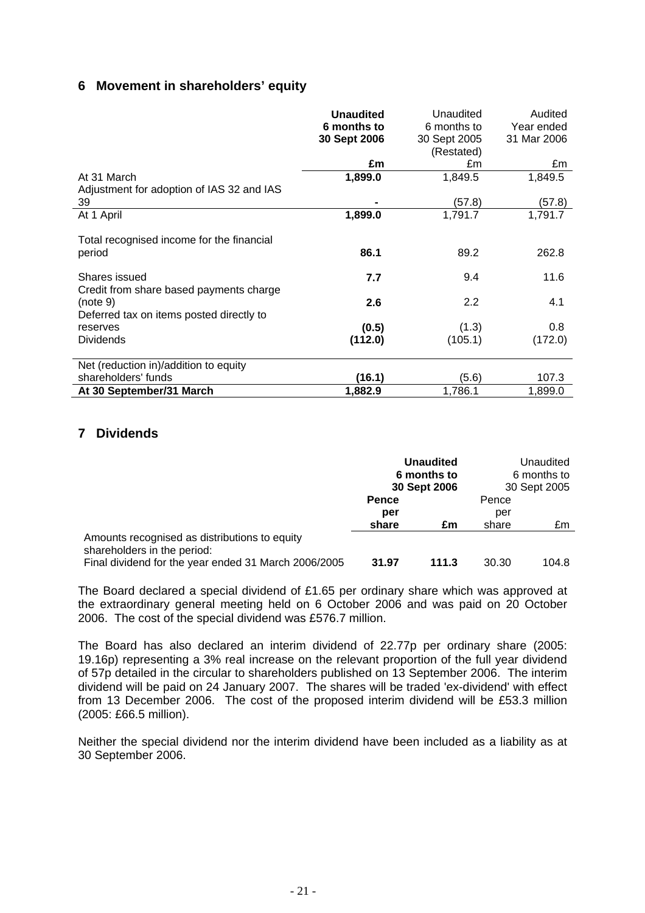## 6 Movement in shareholders' equity

| | **Unaudited 6 months to 30 Sept 2006** | Unaudited 6 months to 30 Sept 2005 (Restated) | Audited Year ended 31 Mar 2006 |
|---|---|---|---|
| | **£m** | £m | £m |
| At 31 March | **1,899.0** | 1,849.5 | 1,849.5 |
| Adjustment for adoption of IAS 32 and IAS 39 | **-** | (57.8) | (57.8) |
| At 1 April | **1,899.0** | 1,791.7 | 1,791.7 |
| Total recognised income for the financial period | **86.1** | 89.2 | 262.8 |
| Shares issued | **7.7** | 9.4 | 11.6 |
| Credit from share based payments charge (note 9) | **2.6** | 2.2 | 4.1 |
| Deferred tax on items posted directly to reserves | **(0.5)** | (1.3) | 0.8 |
| Dividends | **(112.0)** | (105.1) | (172.0) |
| Net (reduction in)/addition to equity shareholders' funds | **(16.1)** | (5.6) | 107.3 |
| **At 30 September/31 March** | **1,882.9** | 1,786.1 | 1,899.0 |

## 7 Dividends

| | **Unaudited 6 months to 30 Sept 2006** | | Unaudited 6 months to 30 Sept 2005 | |
|---|---|---|---|---|
| | **Pence per share** | **£m** | Pence per share | £m |
| Amounts recognised as distributions to equity shareholders in the period: | | | | |
| Final dividend for the year ended 31 March 2006/2005 | **31.97** | **111.3** | 30.30 | 104.8 |

The Board declared a special dividend of £1.65 per ordinary share which was approved at the extraordinary general meeting held on 6 October 2006 and was paid on 20 October 2006. The cost of the special dividend was £576.7 million.

The Board has also declared an interim dividend of 22.77p per ordinary share (2005: 19.16p) representing a 3% real increase on the relevant proportion of the full year dividend of 57p detailed in the circular to shareholders published on 13 September 2006. The interim dividend will be paid on 24 January 2007. The shares will be traded 'ex-dividend' with effect from 13 December 2006. The cost of the proposed interim dividend will be £53.3 million (2005: £66.5 million).

Neither the special dividend nor the interim dividend have been included as a liability as at 30 September 2006.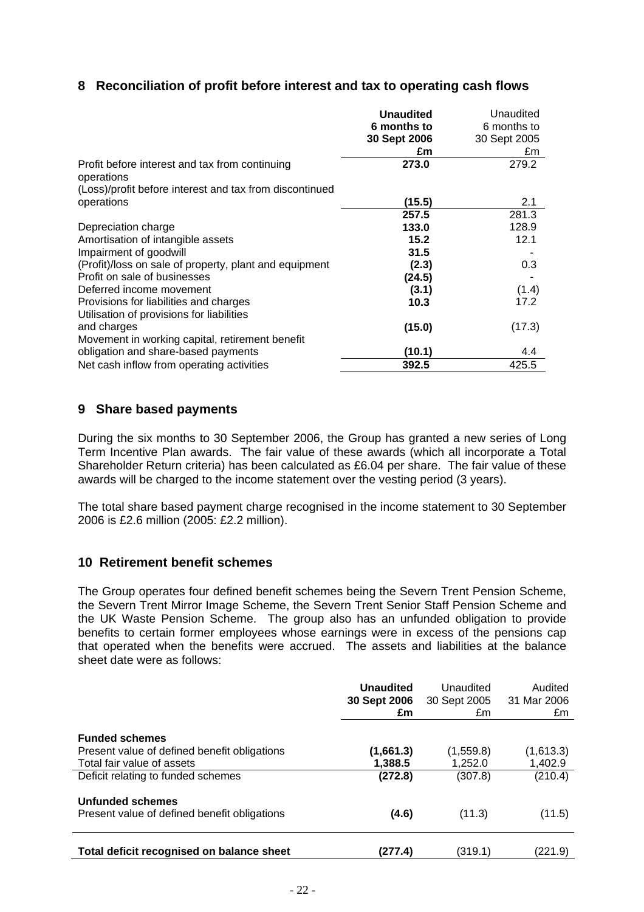## 8 Reconciliation of profit before interest and tax to operating cash flows

| | **Unaudited 6 months to 30 Sept 2006 £m** | Unaudited 6 months to 30 Sept 2005 £m |
|---|---|---|
| Profit before interest and tax from continuing operations | **273.0** | 279.2 |
| (Loss)/profit before interest and tax from discontinued operations | **(15.5)** | 2.1 |
| | **257.5** | 281.3 |
| Depreciation charge | **133.0** | 128.9 |
| Amortisation of intangible assets | **15.2** | 12.1 |
| Impairment of goodwill | **31.5** | - |
| (Profit)/loss on sale of property, plant and equipment | **(2.3)** | 0.3 |
| Profit on sale of businesses | **(24.5)** | - |
| Deferred income movement | **(3.1)** | (1.4) |
| Provisions for liabilities and charges | **10.3** | 17.2 |
| Utilisation of provisions for liabilities and charges | **(15.0)** | (17.3) |
| Movement in working capital, retirement benefit obligation and share-based payments | **(10.1)** | 4.4 |
| Net cash inflow from operating activities | **392.5** | 425.5 |

## 9 Share based payments

During the six months to 30 September 2006, the Group has granted a new series of Long Term Incentive Plan awards. The fair value of these awards (which all incorporate a Total Shareholder Return criteria) has been calculated as £6.04 per share. The fair value of these awards will be charged to the income statement over the vesting period (3 years).

The total share based payment charge recognised in the income statement to 30 September 2006 is £2.6 million (2005: £2.2 million).

## 10 Retirement benefit schemes

The Group operates four defined benefit schemes being the Severn Trent Pension Scheme, the Severn Trent Mirror Image Scheme, the Severn Trent Senior Staff Pension Scheme and the UK Waste Pension Scheme. The group also has an unfunded obligation to provide benefits to certain former employees whose earnings were in excess of the pensions cap that operated when the benefits were accrued. The assets and liabilities at the balance sheet date were as follows:

| | **Unaudited 30 Sept 2006 £m** | Unaudited 30 Sept 2005 £m | Audited 31 Mar 2006 £m |
|---|---|---|---|
| **Funded schemes** | | | |
| Present value of defined benefit obligations | **(1,661.3)** | (1,559.8) | (1,613.3) |
| Total fair value of assets | **1,388.5** | 1,252.0 | 1,402.9 |
| Deficit relating to funded schemes | **(272.8)** | (307.8) | (210.4) |
| **Unfunded schemes** | | | |
| Present value of defined benefit obligations | **(4.6)** | (11.3) | (11.5) |
| **Total deficit recognised on balance sheet** | **(277.4)** | (319.1) | (221.9) |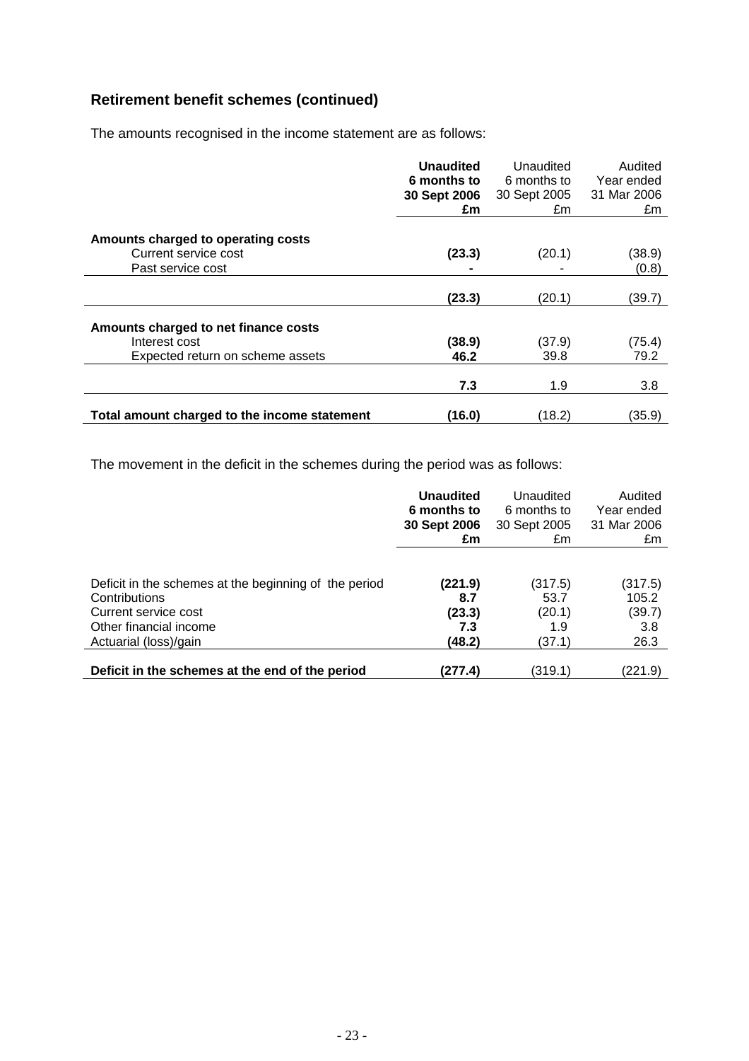## Retirement benefit schemes (continued)

The amounts recognised in the income statement are as follows:

| | **Unaudited 6 months to 30 Sept 2006 £m** | Unaudited 6 months to 30 Sept 2005 £m | Audited Year ended 31 Mar 2006 £m |
|---|---|---|---|
| **Amounts charged to operating costs** | | | |
| Current service cost | **(23.3)** | (20.1) | (38.9) |
| Past service cost | **-** | - | (0.8) |
| | **(23.3)** | (20.1) | (39.7) |
| **Amounts charged to net finance costs** | | | |
| Interest cost | **(38.9)** | (37.9) | (75.4) |
| Expected return on scheme assets | **46.2** | 39.8 | 79.2 |
| | **7.3** | 1.9 | 3.8 |
| **Total amount charged to the income statement** | **(16.0)** | (18.2) | (35.9) |

The movement in the deficit in the schemes during the period was as follows:

| | **Unaudited 6 months to 30 Sept 2006 £m** | Unaudited 6 months to 30 Sept 2005 £m | Audited Year ended 31 Mar 2006 £m |
|---|---|---|---|
| Deficit in the schemes at the beginning of the period | **(221.9)** | (317.5) | (317.5) |
| Contributions | **8.7** | 53.7 | 105.2 |
| Current service cost | **(23.3)** | (20.1) | (39.7) |
| Other financial income | **7.3** | 1.9 | 3.8 |
| Actuarial (loss)/gain | **(48.2)** | (37.1) | 26.3 |
| **Deficit in the schemes at the end of the period** | **(277.4)** | (319.1) | (221.9) |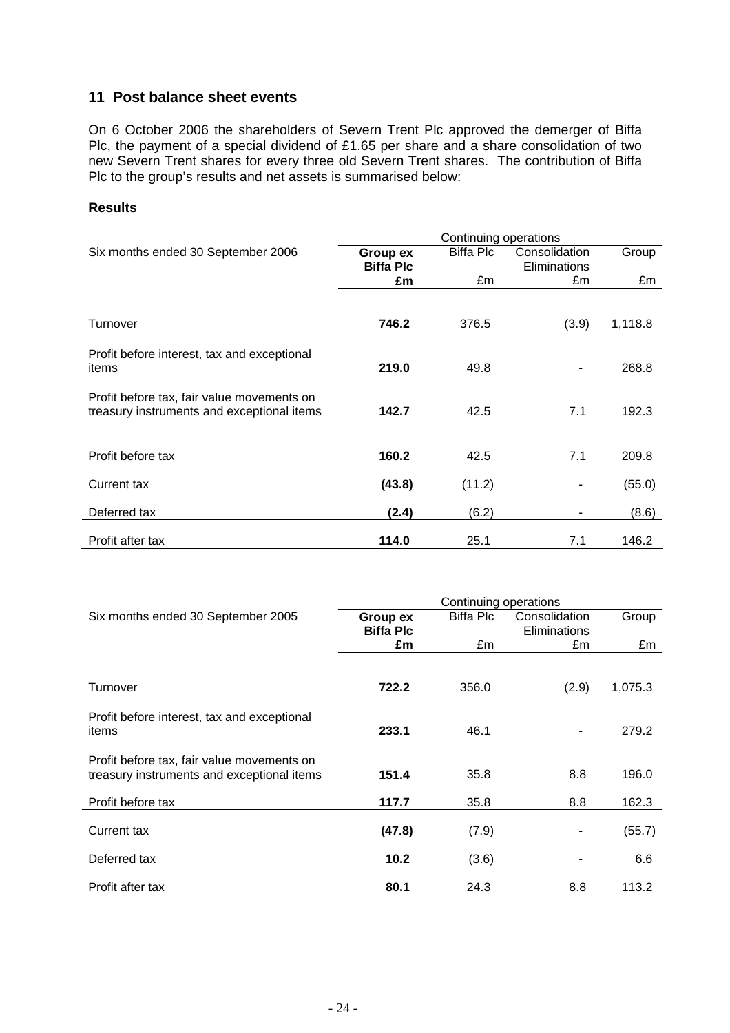## 11 Post balance sheet events

On 6 October 2006 the shareholders of Severn Trent Plc approved the demerger of Biffa Plc, the payment of a special dividend of £1.65 per share and a share consolidation of two new Severn Trent shares for every three old Severn Trent shares. The contribution of Biffa Plc to the group's results and net assets is summarised below:

### Results

| Six months ended 30 September 2006 | Continuing operations | | | |
|---|---|---|---|---|
| | **Group ex Biffa Plc** | Biffa Plc | Consolidation Eliminations | Group |
| | **£m** | £m | £m | £m |
| Turnover | **746.2** | 376.5 | (3.9) | 1,118.8 |
| Profit before interest, tax and exceptional items | **219.0** | 49.8 | - | 268.8 |
| Profit before tax, fair value movements on treasury instruments and exceptional items | **142.7** | 42.5 | 7.1 | 192.3 |
| Profit before tax | **160.2** | 42.5 | 7.1 | 209.8 |
| Current tax | **(43.8)** | (11.2) | - | (55.0) |
| Deferred tax | **(2.4)** | (6.2) | - | (8.6) |
| Profit after tax | **114.0** | 25.1 | 7.1 | 146.2 |

| Six months ended 30 September 2005 | Continuing operations | | | |
|---|---|---|---|---|
| | **Group ex Biffa Plc** | Biffa Plc | Consolidation Eliminations | Group |
| | **£m** | £m | £m | £m |
| Turnover | **722.2** | 356.0 | (2.9) | 1,075.3 |
| Profit before interest, tax and exceptional items | **233.1** | 46.1 | - | 279.2 |
| Profit before tax, fair value movements on treasury instruments and exceptional items | **151.4** | 35.8 | 8.8 | 196.0 |
| Profit before tax | **117.7** | 35.8 | 8.8 | 162.3 |
| Current tax | **(47.8)** | (7.9) | - | (55.7) |
| Deferred tax | **10.2** | (3.6) | - | 6.6 |
| Profit after tax | **80.1** | 24.3 | 8.8 | 113.2 |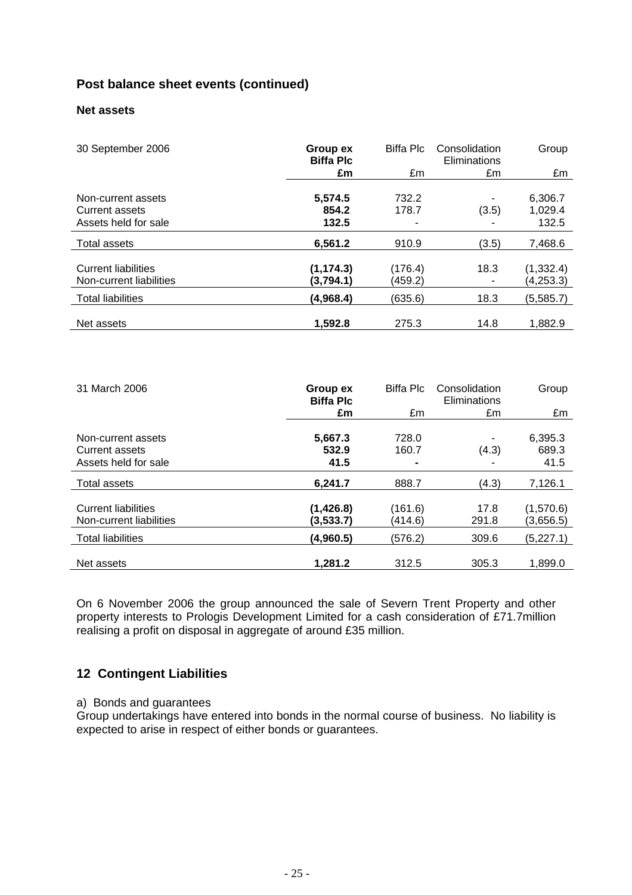## Post balance sheet events (continued)

### Net assets

| 30 September 2006 | **Group ex Biffa Plc** | Biffa Plc | Consolidation Eliminations | Group |
|---|---|---|---|---|
| | **£m** | £m | £m | £m |
| Non-current assets | **5,574.5** | 732.2 | - | 6,306.7 |
| Current assets | **854.2** | 178.7 | (3.5) | 1,029.4 |
| Assets held for sale | **132.5** | - | - | 132.5 |
| Total assets | **6,561.2** | 910.9 | (3.5) | 7,468.6 |
| Current liabilities | **(1,174.3)** | (176.4) | 18.3 | (1,332.4) |
| Non-current liabilities | **(3,794.1)** | (459.2) | - | (4,253.3) |
| Total liabilities | **(4,968.4)** | (635.6) | 18.3 | (5,585.7) |
| Net assets | **1,592.8** | 275.3 | 14.8 | 1,882.9 |

| 31 March 2006 | **Group ex Biffa Plc** | Biffa Plc | Consolidation Eliminations | Group |
|---|---|---|---|---|
| | **£m** | £m | £m | £m |
| Non-current assets | **5,667.3** | 728.0 | - | 6,395.3 |
| Current assets | **532.9** | 160.7 | (4.3) | 689.3 |
| Assets held for sale | **41.5** | **-** | - | 41.5 |
| Total assets | **6,241.7** | 888.7 | (4.3) | 7,126.1 |
| Current liabilities | **(1,426.8)** | (161.6) | 17.8 | (1,570.6) |
| Non-current liabilities | **(3,533.7)** | (414.6) | 291.8 | (3,656.5) |
| Total liabilities | **(4,960.5)** | (576.2) | 309.6 | (5,227.1) |
| Net assets | **1,281.2** | 312.5 | 305.3 | 1,899.0 |

On 6 November 2006 the group announced the sale of Severn Trent Property and other property interests to Prologis Development Limited for a cash consideration of £71.7million realising a profit on disposal in aggregate of around £35 million.

## 12 Contingent Liabilities

a) Bonds and guarantees

Group undertakings have entered into bonds in the normal course of business. No liability is expected to arise in respect of either bonds or guarantees.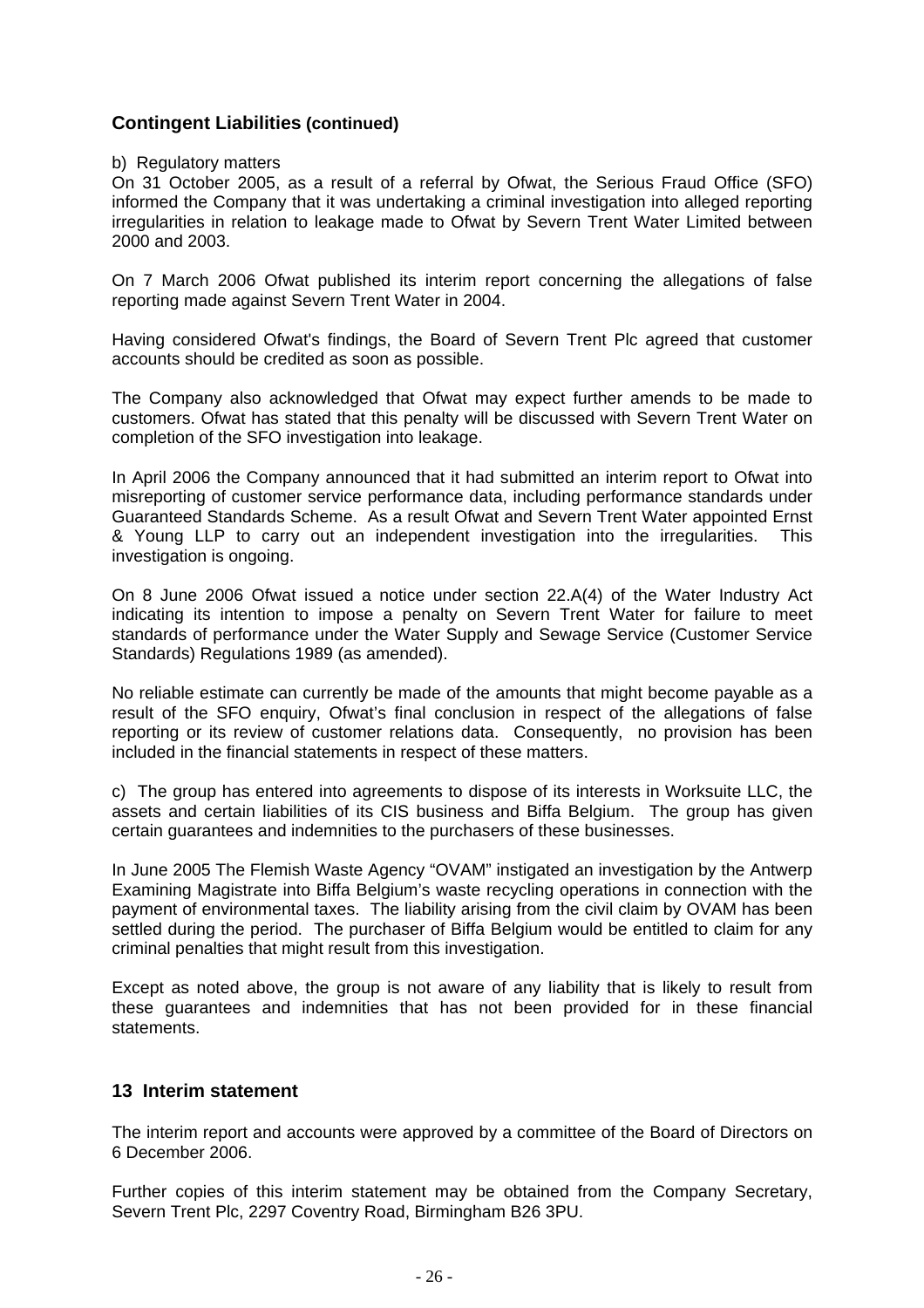## Contingent Liabilities (continued)

b) Regulatory matters

On 31 October 2005, as a result of a referral by Ofwat, the Serious Fraud Office (SFO) informed the Company that it was undertaking a criminal investigation into alleged reporting irregularities in relation to leakage made to Ofwat by Severn Trent Water Limited between 2000 and 2003.

On 7 March 2006 Ofwat published its interim report concerning the allegations of false reporting made against Severn Trent Water in 2004.

Having considered Ofwat's findings, the Board of Severn Trent Plc agreed that customer accounts should be credited as soon as possible.

The Company also acknowledged that Ofwat may expect further amends to be made to customers. Ofwat has stated that this penalty will be discussed with Severn Trent Water on completion of the SFO investigation into leakage.

In April 2006 the Company announced that it had submitted an interim report to Ofwat into misreporting of customer service performance data, including performance standards under Guaranteed Standards Scheme. As a result Ofwat and Severn Trent Water appointed Ernst & Young LLP to carry out an independent investigation into the irregularities. This investigation is ongoing.

On 8 June 2006 Ofwat issued a notice under section 22.A(4) of the Water Industry Act indicating its intention to impose a penalty on Severn Trent Water for failure to meet standards of performance under the Water Supply and Sewage Service (Customer Service Standards) Regulations 1989 (as amended).

No reliable estimate can currently be made of the amounts that might become payable as a result of the SFO enquiry, Ofwat's final conclusion in respect of the allegations of false reporting or its review of customer relations data. Consequently, no provision has been included in the financial statements in respect of these matters.

c) The group has entered into agreements to dispose of its interests in Worksuite LLC, the assets and certain liabilities of its CIS business and Biffa Belgium. The group has given certain guarantees and indemnities to the purchasers of these businesses.

In June 2005 The Flemish Waste Agency "OVAM" instigated an investigation by the Antwerp Examining Magistrate into Biffa Belgium's waste recycling operations in connection with the payment of environmental taxes. The liability arising from the civil claim by OVAM has been settled during the period. The purchaser of Biffa Belgium would be entitled to claim for any criminal penalties that might result from this investigation.

Except as noted above, the group is not aware of any liability that is likely to result from these guarantees and indemnities that has not been provided for in these financial statements.

## 13 Interim statement

The interim report and accounts were approved by a committee of the Board of Directors on 6 December 2006.

Further copies of this interim statement may be obtained from the Company Secretary, Severn Trent Plc, 2297 Coventry Road, Birmingham B26 3PU.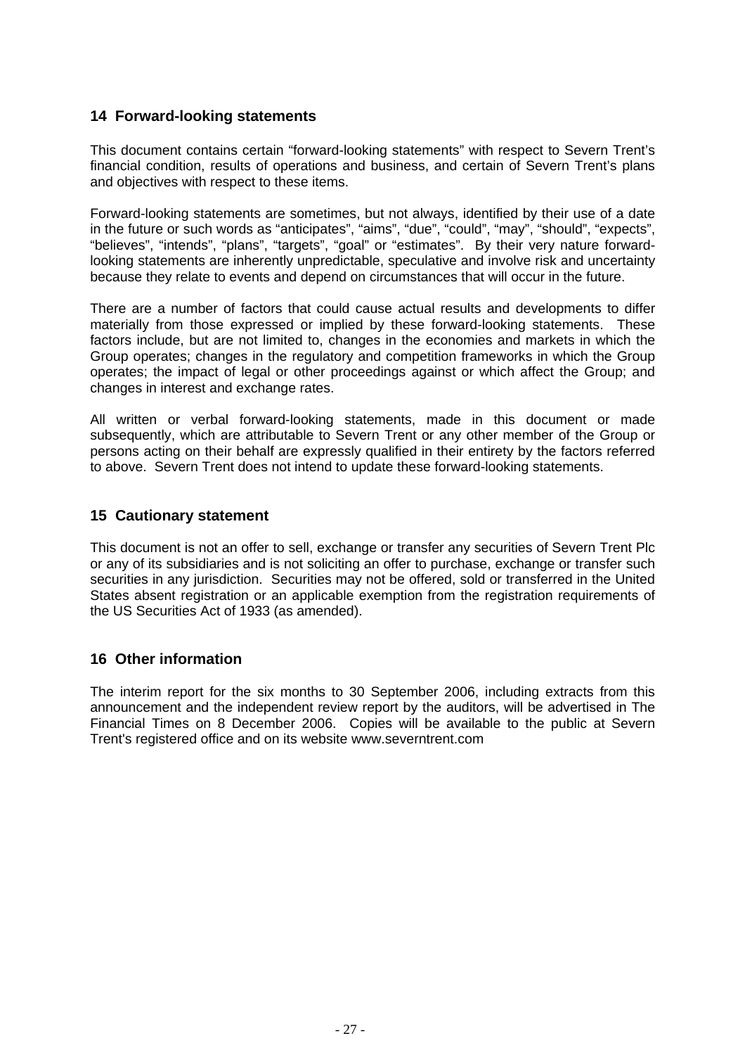## 14 Forward-looking statements

This document contains certain "forward-looking statements" with respect to Severn Trent's financial condition, results of operations and business, and certain of Severn Trent's plans and objectives with respect to these items.

Forward-looking statements are sometimes, but not always, identified by their use of a date in the future or such words as "anticipates", "aims", "due", "could", "may", "should", "expects", "believes", "intends", "plans", "targets", "goal" or "estimates". By their very nature forward-looking statements are inherently unpredictable, speculative and involve risk and uncertainty because they relate to events and depend on circumstances that will occur in the future.

There are a number of factors that could cause actual results and developments to differ materially from those expressed or implied by these forward-looking statements. These factors include, but are not limited to, changes in the economies and markets in which the Group operates; changes in the regulatory and competition frameworks in which the Group operates; the impact of legal or other proceedings against or which affect the Group; and changes in interest and exchange rates.

All written or verbal forward-looking statements, made in this document or made subsequently, which are attributable to Severn Trent or any other member of the Group or persons acting on their behalf are expressly qualified in their entirety by the factors referred to above. Severn Trent does not intend to update these forward-looking statements.

## 15 Cautionary statement

This document is not an offer to sell, exchange or transfer any securities of Severn Trent Plc or any of its subsidiaries and is not soliciting an offer to purchase, exchange or transfer such securities in any jurisdiction. Securities may not be offered, sold or transferred in the United States absent registration or an applicable exemption from the registration requirements of the US Securities Act of 1933 (as amended).

## 16 Other information

The interim report for the six months to 30 September 2006, including extracts from this announcement and the independent review report by the auditors, will be advertised in The Financial Times on 8 December 2006. Copies will be available to the public at Severn Trent's registered office and on its website www.severntrent.com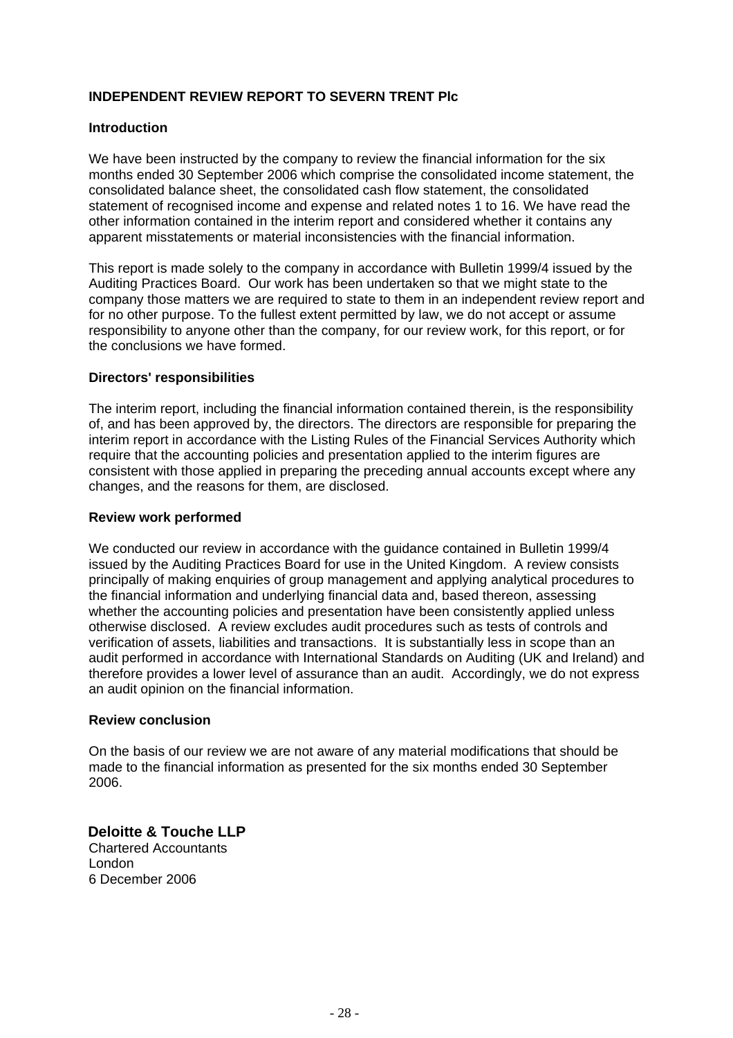# INDEPENDENT REVIEW REPORT TO SEVERN TRENT Plc

## Introduction

We have been instructed by the company to review the financial information for the six months ended 30 September 2006 which comprise the consolidated income statement, the consolidated balance sheet, the consolidated cash flow statement, the consolidated statement of recognised income and expense and related notes 1 to 16. We have read the other information contained in the interim report and considered whether it contains any apparent misstatements or material inconsistencies with the financial information.

This report is made solely to the company in accordance with Bulletin 1999/4 issued by the Auditing Practices Board. Our work has been undertaken so that we might state to the company those matters we are required to state to them in an independent review report and for no other purpose. To the fullest extent permitted by law, we do not accept or assume responsibility to anyone other than the company, for our review work, for this report, or for the conclusions we have formed.

## Directors' responsibilities

The interim report, including the financial information contained therein, is the responsibility of, and has been approved by, the directors. The directors are responsible for preparing the interim report in accordance with the Listing Rules of the Financial Services Authority which require that the accounting policies and presentation applied to the interim figures are consistent with those applied in preparing the preceding annual accounts except where any changes, and the reasons for them, are disclosed.

## Review work performed

We conducted our review in accordance with the guidance contained in Bulletin 1999/4 issued by the Auditing Practices Board for use in the United Kingdom. A review consists principally of making enquiries of group management and applying analytical procedures to the financial information and underlying financial data and, based thereon, assessing whether the accounting policies and presentation have been consistently applied unless otherwise disclosed. A review excludes audit procedures such as tests of controls and verification of assets, liabilities and transactions. It is substantially less in scope than an audit performed in accordance with International Standards on Auditing (UK and Ireland) and therefore provides a lower level of assurance than an audit. Accordingly, we do not express an audit opinion on the financial information.

## Review conclusion

On the basis of our review we are not aware of any material modifications that should be made to the financial information as presented for the six months ended 30 September 2006.

**Deloitte & Touche LLP**
Chartered Accountants
London
6 December 2006